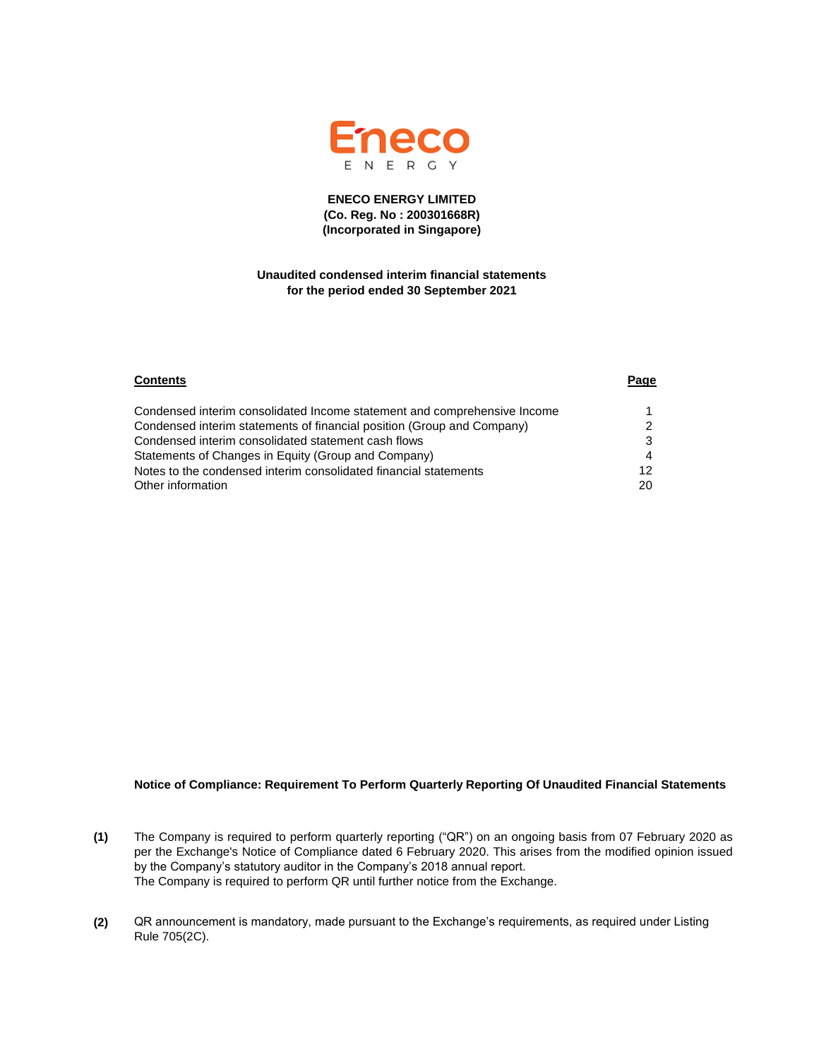Eneco
ENERGY

**ENECO ENERGY LIMITED**
**(Co. Reg. No : 200301668R)**
**(Incorporated in Singapore)**

**Unaudited condensed interim financial statements for the period ended 30 September 2021**

| **Contents** | **Page** |
|---|---|
| Condensed interim consolidated Income statement and comprehensive Income | 1 |
| Condensed interim statements of financial position (Group and Company) | 2 |
| Condensed interim consolidated statement cash flows | 3 |
| Statements of Changes in Equity (Group and Company) | 4 |
| Notes to the condensed interim consolidated financial statements | 12 |
| Other information | 20 |

**Notice of Compliance: Requirement To Perform Quarterly Reporting Of Unaudited Financial Statements**

**(1)** The Company is required to perform quarterly reporting ("QR") on an ongoing basis from 07 February 2020 as per the Exchange's Notice of Compliance dated 6 February 2020. This arises from the modified opinion issued by the Company's statutory auditor in the Company's 2018 annual report.
The Company is required to perform QR until further notice from the Exchange.

**(2)** QR announcement is mandatory, made pursuant to the Exchange's requirements, as required under Listing Rule 705(2C).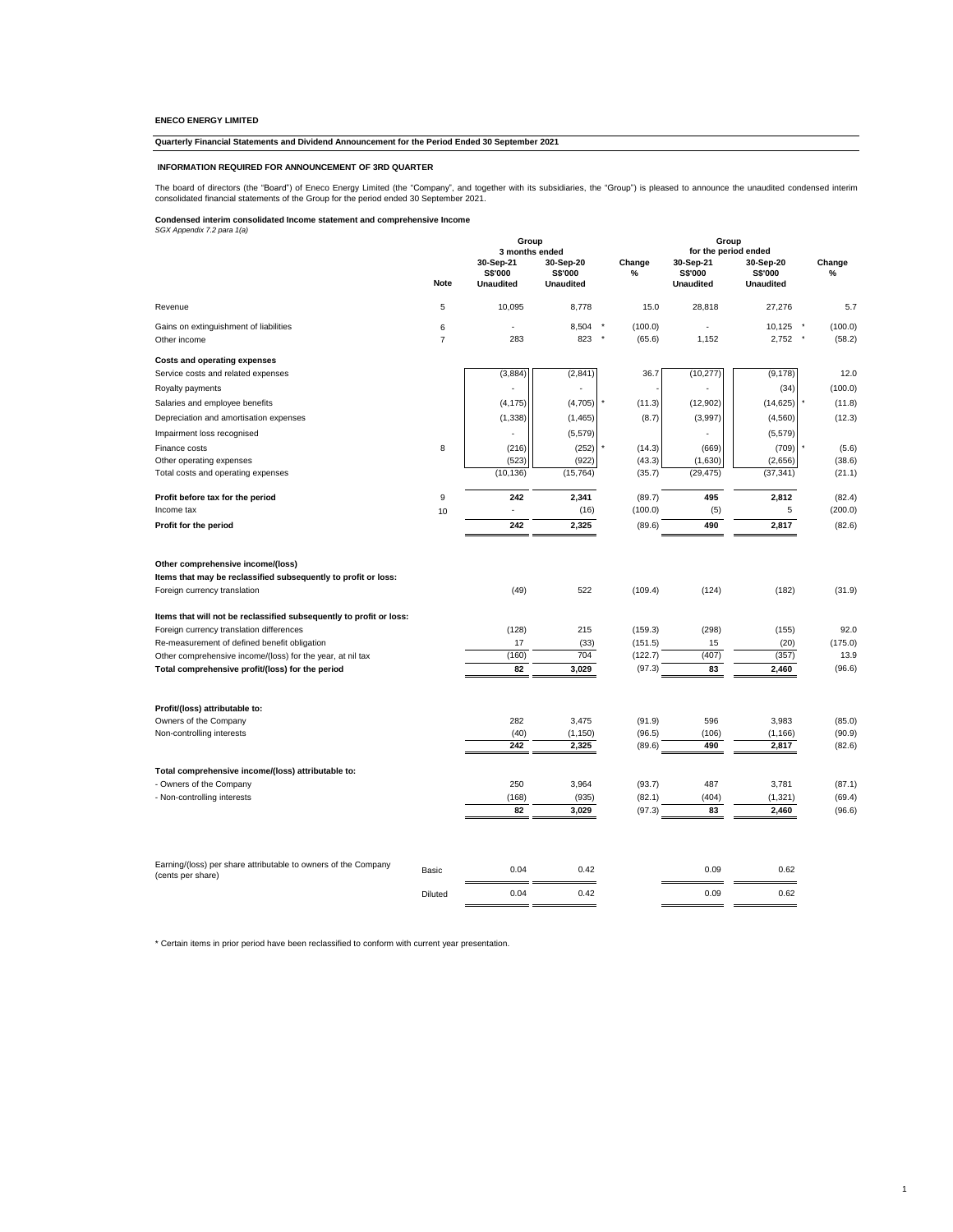**ENECO ENERGY LIMITED**

**Quarterly Financial Statements and Dividend Announcement for the Period Ended 30 September 2021**

**INFORMATION REQUIRED FOR ANNOUNCEMENT OF 3RD QUARTER**

The board of directors (the "Board") of Eneco Energy Limited (the "Company", and together with its subsidiaries, the "Group") is pleased to announce the unaudited condensed interim consolidated financial statements of the Group for the period ended 30 September 2021.

**Condensed interim consolidated Income statement and comprehensive Income**
*SGX Appendix 7.2 para 1(a)*

| | Note | Group 3 months ended 30-Sep-21 S$'000 Unaudited | Group 3 months ended 30-Sep-20 S$'000 Unaudited | Change % | Group for the period ended 30-Sep-21 S$'000 Unaudited | Group for the period ended 30-Sep-20 S$'000 Unaudited | Change % |
|---|---|---|---|---|---|---|---|
| Revenue | 5 | 10,095 | 8,778 | 15.0 | 28,818 | 27,276 | 5.7 |
| Gains on extinguishment of liabilities | 6 | - | 8,504 * | (100.0) | - | 10,125 * | (100.0) |
| Other income | 7 | 283 | 823 * | (65.6) | 1,152 | 2,752 * | (58.2) |
| **Costs and operating expenses** | | | | | | | |
| Service costs and related expenses | | (3,884) | (2,841) | 36.7 | (10,277) | (9,178) | 12.0 |
| Royalty payments | | - | - | - | - | (34) | (100.0) |
| Salaries and employee benefits | | (4,175) | (4,705) * | (11.3) | (12,902) | (14,625) * | (11.8) |
| Depreciation and amortisation expenses | | (1,338) | (1,465) | (8.7) | (3,997) | (4,560) | (12.3) |
| Impairment loss recognised | | - | (5,579) | | - | (5,579) | |
| Finance costs | 8 | (216) | (252) * | (14.3) | (669) | (709) * | (5.6) |
| Other operating expenses | | (523) | (922) | (43.3) | (1,630) | (2,656) | (38.6) |
| Total costs and operating expenses | | (10,136) | (15,764) | (35.7) | (29,475) | (37,341) | (21.1) |
| **Profit before tax for the period** | 9 | **242** | **2,341** | (89.7) | **495** | **2,812** | (82.4) |
| Income tax | 10 | - | (16) | (100.0) | (5) | 5 | (200.0) |
| **Profit for the period** | | **242** | **2,325** | (89.6) | **490** | **2,817** | (82.6) |
| **Other comprehensive income/(loss)** | | | | | | | |
| **Items that may be reclassified subsequently to profit or loss:** | | | | | | | |
| Foreign currency translation | | (49) | 522 | (109.4) | (124) | (182) | (31.9) |
| **Items that will not be reclassified subsequently to profit or loss:** | | | | | | | |
| Foreign currency translation differences | | (128) | 215 | (159.3) | (298) | (155) | 92.0 |
| Re-measurement of defined benefit obligation | | 17 | (33) | (151.5) | 15 | (20) | (175.0) |
| Other comprehensive income/(loss) for the year, at nil tax | | (160) | 704 | (122.7) | (407) | (357) | 13.9 |
| **Total comprehensive profit/(loss) for the period** | | **82** | **3,029** | (97.3) | **83** | **2,460** | (96.6) |
| **Profit/(loss) attributable to:** | | | | | | | |
| Owners of the Company | | 282 | 3,475 | (91.9) | 596 | 3,983 | (85.0) |
| Non-controlling interests | | (40) | (1,150) | (96.5) | (106) | (1,166) | (90.9) |
| | | 242 | 2,325 | (89.6) | 490 | 2,817 | (82.6) |
| **Total comprehensive income/(loss) attributable to:** | | | | | | | |
| - Owners of the Company | | 250 | 3,964 | (93.7) | 487 | 3,781 | (87.1) |
| - Non-controlling interests | | (168) | (935) | (82.1) | (404) | (1,321) | (69.4) |
| | | 82 | 3,029 | (97.3) | 83 | 2,460 | (96.6) |
| Earning/(loss) per share attributable to owners of the Company (cents per share) | Basic | 0.04 | 0.42 | | 0.09 | 0.62 | |
| | Diluted | 0.04 | 0.42 | | 0.09 | 0.62 | |

* Certain items in prior period have been reclassified to conform with current year presentation.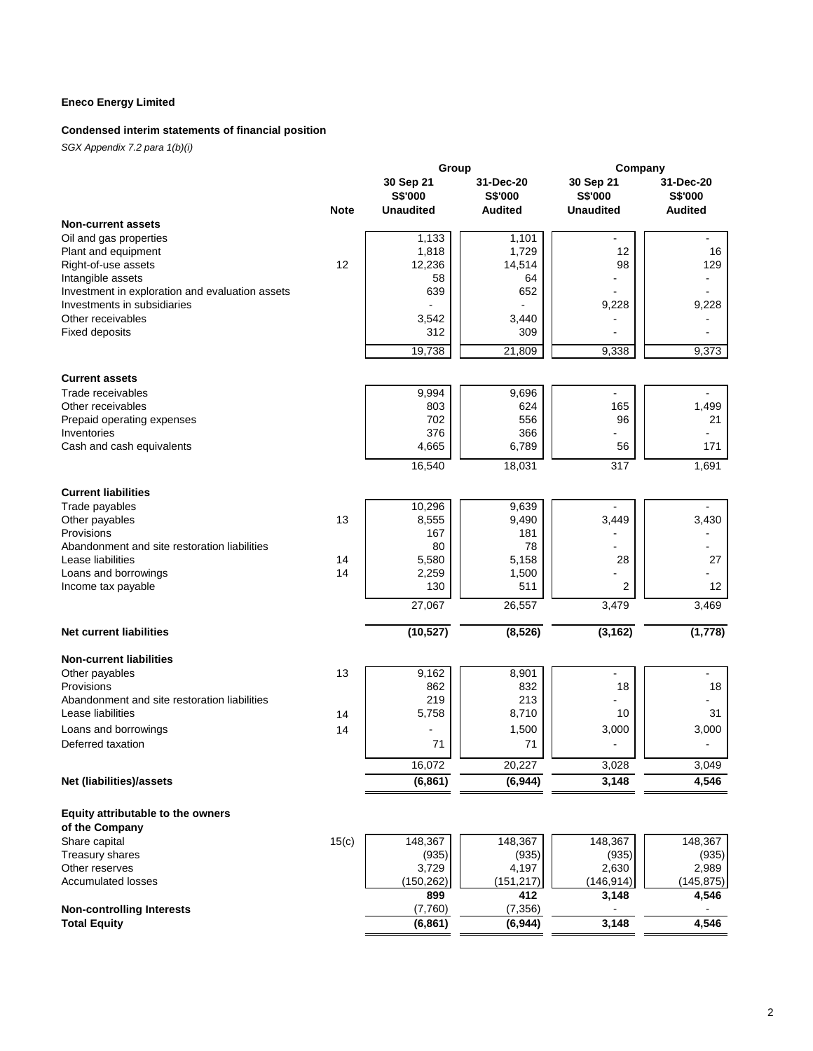**Eneco Energy Limited**

**Condensed interim statements of financial position**

*SGX Appendix 7.2 para 1(b)(i)*

| | Note | Group | | Company | |
|---|---|---|---|---|---|
| | | 30 Sep 21 S$'000 Unaudited | 31-Dec-20 S$'000 Audited | 30 Sep 21 S$'000 Unaudited | 31-Dec-20 S$'000 Audited |
| **Non-current assets** | | | | | |
| Oil and gas properties | | 1,133 | 1,101 | - | - |
| Plant and equipment | | 1,818 | 1,729 | 12 | 16 |
| Right-of-use assets | 12 | 12,236 | 14,514 | 98 | 129 |
| Intangible assets | | 58 | 64 | - | - |
| Investment in exploration and evaluation assets | | 639 | 652 | - | - |
| Investments in subsidiaries | | - | - | 9,228 | 9,228 |
| Other receivables | | 3,542 | 3,440 | - | - |
| Fixed deposits | | 312 | 309 | - | - |
| | | 19,738 | 21,809 | 9,338 | 9,373 |
| **Current assets** | | | | | |
| Trade receivables | | 9,994 | 9,696 | - | - |
| Other receivables | | 803 | 624 | 165 | 1,499 |
| Prepaid operating expenses | | 702 | 556 | 96 | 21 |
| Inventories | | 376 | 366 | - | - |
| Cash and cash equivalents | | 4,665 | 6,789 | 56 | 171 |
| | | 16,540 | 18,031 | 317 | 1,691 |
| **Current liabilities** | | | | | |
| Trade payables | | 10,296 | 9,639 | - | - |
| Other payables | 13 | 8,555 | 9,490 | 3,449 | 3,430 |
| Provisions | | 167 | 181 | - | - |
| Abandonment and site restoration liabilities | | 80 | 78 | - | - |
| Lease liabilities | 14 | 5,580 | 5,158 | 28 | 27 |
| Loans and borrowings | 14 | 2,259 | 1,500 | - | - |
| Income tax payable | | 130 | 511 | 2 | 12 |
| | | 27,067 | 26,557 | 3,479 | 3,469 |
| **Net current liabilities** | | **(10,527)** | **(8,526)** | **(3,162)** | **(1,778)** |
| **Non-current liabilities** | | | | | |
| Other payables | 13 | 9,162 | 8,901 | - | - |
| Provisions | | 862 | 832 | 18 | 18 |
| Abandonment and site restoration liabilities | | 219 | 213 | - | - |
| Lease liabilities | 14 | 5,758 | 8,710 | 10 | 31 |
| Loans and borrowings | 14 | - | 1,500 | 3,000 | 3,000 |
| Deferred taxation | | 71 | 71 | - | - |
| | | 16,072 | 20,227 | 3,028 | 3,049 |
| **Net (liabilities)/assets** | | **(6,861)** | **(6,944)** | **3,148** | **4,546** |
| **Equity attributable to the owners of the Company** | | | | | |
| Share capital | 15(c) | 148,367 | 148,367 | 148,367 | 148,367 |
| Treasury shares | | (935) | (935) | (935) | (935) |
| Other reserves | | 3,729 | 4,197 | 2,630 | 2,989 |
| Accumulated losses | | (150,262) | (151,217) | (146,914) | (145,875) |
| | | **899** | **412** | **3,148** | **4,546** |
| **Non-controlling Interests** | | (7,760) | (7,356) | - | - |
| **Total Equity** | | **(6,861)** | **(6,944)** | **3,148** | **4,546** |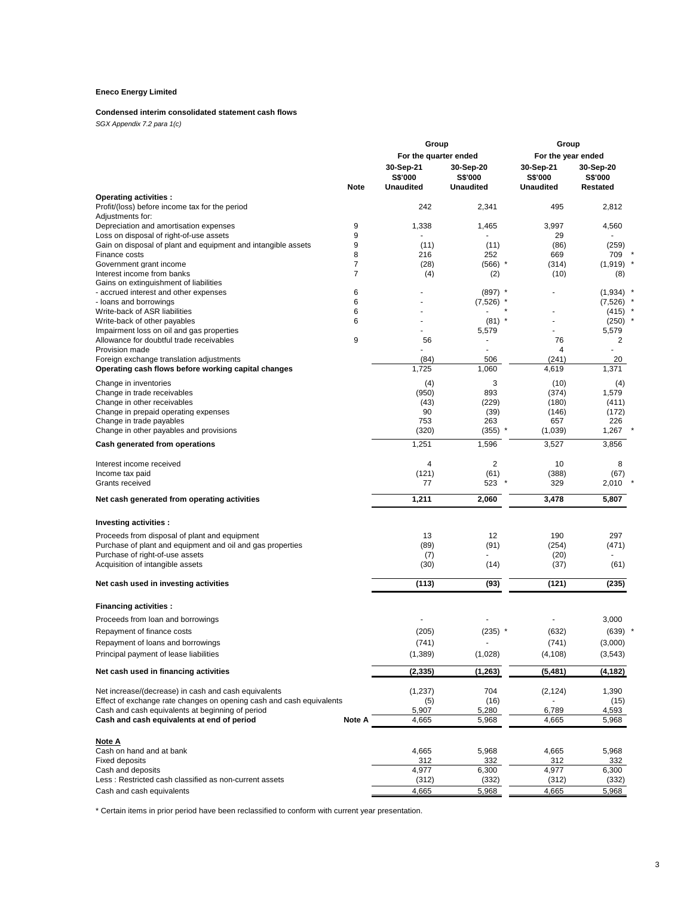**Eneco Energy Limited**

**Condensed interim consolidated statement cash flows**

*SGX Appendix 7.2 para 1(c)*

| | Note | Group | | Group | |
|---|---|---|---|---|---|
| | | For the quarter ended | | For the year ended | |
| | | 30-Sep-21 S$'000 Unaudited | 30-Sep-20 S$'000 Unaudited | 30-Sep-21 S$'000 Unaudited | 30-Sep-20 S$'000 Restated |
| **Operating activities :** | | | | | |
| Profit/(loss) before income tax for the period | | 242 | 2,341 | 495 | 2,812 |
| Adjustments for: | | | | | |
| Depreciation and amortisation expenses | 9 | 1,338 | 1,465 | 3,997 | 4,560 |
| Loss on disposal of right-of-use assets | 9 | - | - | 29 | - |
| Gain on disposal of plant and equipment and intangible assets | 9 | (11) | (11) | (86) | (259) |
| Finance costs | 8 | 216 | 252 | 669 | 709 * |
| Government grant income | 7 | (28) | (566) * | (314) | (1,919) * |
| Interest income from banks | 7 | (4) | (2) | (10) | (8) |
| Gains on extinguishment of liabilities | | | | | |
| - accrued interest and other expenses | 6 | - | (897) * | - | (1,934) * |
| - loans and borrowings | 6 | - | (7,526) * | | (7,526) * |
| Write-back of ASR liabilities | 6 | - | - * | - | (415) * |
| Write-back of other payables | 6 | - | (81) * | - | (250) * |
| Impairment loss on oil and gas properties | | - | 5,579 | - | 5,579 |
| Allowance for doubtful trade receivables | 9 | 56 | - | 76 | 2 |
| Provision made | | - | - | 4 | - |
| Foreign exchange translation adjustments | | (84) | 506 | (241) | 20 |
| **Operating cash flows before working capital changes** | | 1,725 | 1,060 | 4,619 | 1,371 |
| Change in inventories | | (4) | 3 | (10) | (4) |
| Change in trade receivables | | (950) | 893 | (374) | 1,579 |
| Change in other receivables | | (43) | (229) | (180) | (411) |
| Change in prepaid operating expenses | | 90 | (39) | (146) | (172) |
| Change in trade payables | | 753 | 263 | 657 | 226 |
| Change in other payables and provisions | | (320) | (355) * | (1,039) | 1,267 * |
| **Cash generated from operations** | | 1,251 | 1,596 | 3,527 | 3,856 |
| Interest income received | | 4 | 2 | 10 | 8 |
| Income tax paid | | (121) | (61) | (388) | (67) |
| Grants received | | 77 | 523 * | 329 | 2,010 * |
| **Net cash generated from operating activities** | | **1,211** | **2,060** | **3,478** | **5,807** |
| **Investing activities :** | | | | | |
| Proceeds from disposal of plant and equipment | | 13 | 12 | 190 | 297 |
| Purchase of plant and equipment and oil and gas properties | | (89) | (91) | (254) | (471) |
| Purchase of right-of-use assets | | (7) | - | (20) | - |
| Acquisition of intangible assets | | (30) | (14) | (37) | (61) |
| **Net cash used in investing activities** | | **(113)** | **(93)** | **(121)** | **(235)** |
| **Financing activities :** | | | | | |
| Proceeds from loan and borrowings | | - | - | - | 3,000 |
| Repayment of finance costs | | (205) | (235) * | (632) | (639) * |
| Repayment of loans and borrowings | | (741) | - | (741) | (3,000) |
| Principal payment of lease liabilities | | (1,389) | (1,028) | (4,108) | (3,543) |
| **Net cash used in financing activities** | | **(2,335)** | **(1,263)** | **(5,481)** | **(4,182)** |
| Net increase/(decrease) in cash and cash equivalents | | (1,237) | 704 | (2,124) | 1,390 |
| Effect of exchange rate changes on opening cash and cash equivalents | | (5) | (16) | - | (15) |
| Cash and cash equivalents at beginning of period | | 5,907 | 5,280 | 6,789 | 4,593 |
| **Cash and cash equivalents at end of period** | **Note A** | 4,665 | 5,968 | 4,665 | 5,968 |

**Note A**

| | | | | |
|---|---|---|---|---|
| Cash on hand and at bank | 4,665 | 5,968 | 4,665 | 5,968 |
| Fixed deposits | 312 | 332 | 312 | 332 |
| Cash and deposits | 4,977 | 6,300 | 4,977 | 6,300 |
| Less : Restricted cash classified as non-current assets | (312) | (332) | (312) | (332) |
| Cash and cash equivalents | 4,665 | 5,968 | 4,665 | 5,968 |

* Certain items in prior period have been reclassified to conform with current year presentation.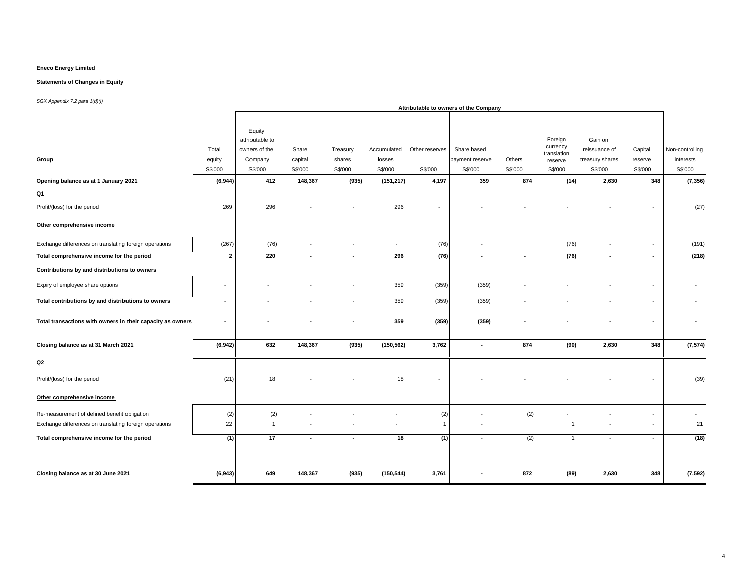**Eneco Energy Limited**

**Statements of Changes in Equity**

*SGX Appendix 7.2 para 1(d)(i)*

| Group | Total equity | Equity attributable to owners of the Company | Share capital | Treasury shares | Accumulated losses | Other reserves | Share based payment reserve | Others | Foreign currency translation reserve | Gain on reissuance of treasury shares | Capital reserve | Non-controlling interests |
|---|---|---|---|---|---|---|---|---|---|---|---|---|
| | | Attributable to owners of the Company | | | | | | | | | | |
| | S$'000 | S$'000 | S$'000 | S$'000 | S$'000 | S$'000 | S$'000 | S$'000 | S$'000 | S$'000 | S$'000 | S$'000 |
| **Opening balance as at 1 January 2021** | **(6,944)** | **412** | **148,367** | **(935)** | **(151,217)** | **4,197** | **359** | **874** | **(14)** | **2,630** | **348** | **(7,356)** |
| **Q1** | | | | | | | | | | | | |
| Profit/(loss) for the period | 269 | 296 | - | - | 296 | - | - | - | - | - | - | (27) |
| **Other comprehensive income** | | | | | | | | | | | | |
| Exchange differences on translating foreign operations | (267) | (76) | - | - | - | (76) | - | | (76) | - | - | (191) |
| **Total comprehensive income for the period** | **2** | **220** | **-** | **-** | **296** | **(76)** | **-** | **-** | **(76)** | **-** | **-** | **(218)** |
| **Contributions by and distributions to owners** | | | | | | | | | | | | |
| Expiry of employee share options | - | - | - | - | 359 | (359) | (359) | - | - | - | - | - |
| **Total contributions by and distributions to owners** | - | - | - | - | 359 | (359) | (359) | - | - | - | - | - |
| **Total transactions with owners in their capacity as owners** | **-** | **-** | **-** | **-** | **359** | **(359)** | **(359)** | **-** | **-** | **-** | **-** | **-** |
| **Closing balance as at 31 March 2021** | **(6,942)** | **632** | **148,367** | **(935)** | **(150,562)** | **3,762** | **-** | **874** | **(90)** | **2,630** | **348** | **(7,574)** |
| **Q2** | | | | | | | | | | | | |
| Profit/(loss) for the period | (21) | 18 | - | - | 18 | - | - | - | - | - | - | (39) |
| **Other comprehensive income** | | | | | | | | | | | | |
| Re-measurement of defined benefit obligation | (2) | (2) | - | - | - | (2) | - | (2) | - | - | - | - |
| Exchange differences on translating foreign operations | 22 | 1 | - | - | - | 1 | - | | 1 | - | - | 21 |
| **Total comprehensive income for the period** | **(1)** | **17** | **-** | **-** | **18** | **(1)** | - | (2) | 1 | - | - | **(18)** |
| **Closing balance as at 30 June 2021** | **(6,943)** | **649** | **148,367** | **(935)** | **(150,544)** | **3,761** | **-** | **872** | **(89)** | **2,630** | **348** | **(7,592)** |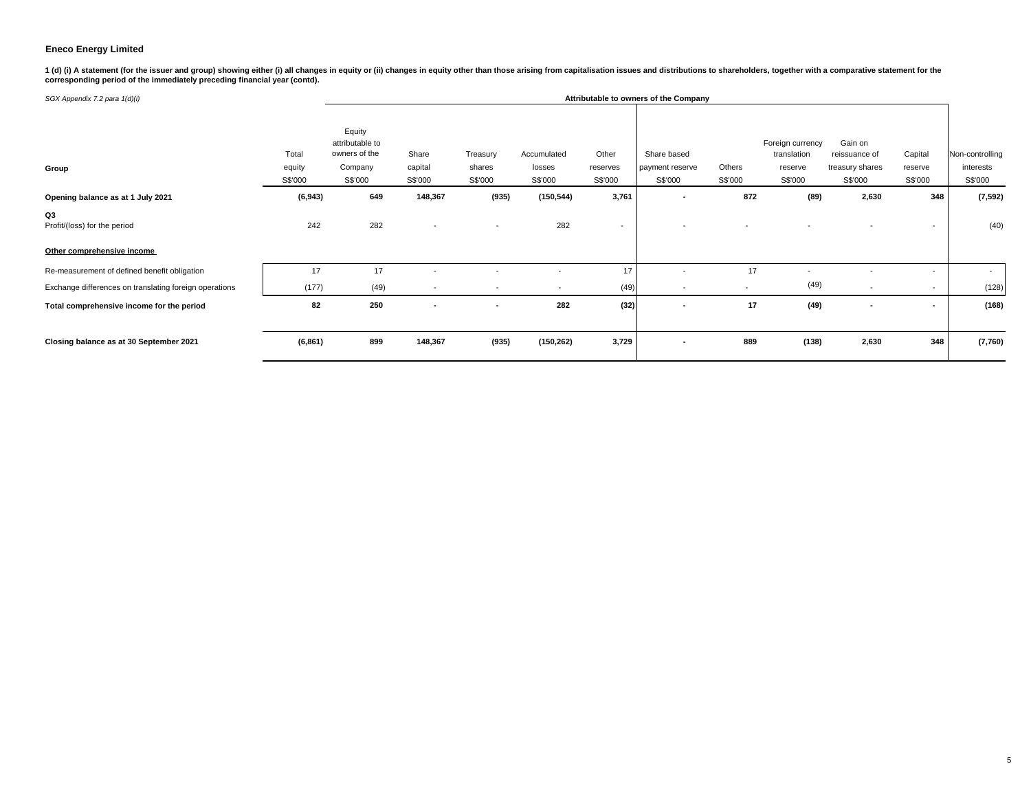**Eneco Energy Limited**

**1 (d) (i) A statement (for the issuer and group) showing either (i) all changes in equity or (ii) changes in equity other than those arising from capitalisation issues and distributions to shareholders, together with a comparative statement for the corresponding period of the immediately preceding financial year (contd).**

*SGX Appendix 7.2 para 1(d)(i)*

| | | Attributable to owners of the Company | | | | | | | | | | |
|---|---|---|---|---|---|---|---|---|---|---|---|---|
| **Group** | Total equity S$'000 | Equity attributable to owners of the Company S$'000 | Share capital S$'000 | Treasury shares S$'000 | Accumulated losses S$'000 | Other reserves S$'000 | Share based payment reserve S$'000 | Others S$'000 | Foreign currency translation reserve S$'000 | Gain on reissuance of treasury shares S$'000 | Capital reserve S$'000 | Non-controlling interests S$'000 |
| **Opening balance as at 1 July 2021** | **(6,943)** | **649** | **148,367** | **(935)** | **(150,544)** | **3,761** | **-** | **872** | **(89)** | **2,630** | **348** | **(7,592)** |
| **Q3** | | | | | | | | | | | | |
| Profit/(loss) for the period | 242 | 282 | - | - | 282 | - | - | - | - | - | - | (40) |
| **Other comprehensive income** | | | | | | | | | | | | |
| Re-measurement of defined benefit obligation | 17 | 17 | - | - | - | 17 | - | 17 | - | - | - | - |
| Exchange differences on translating foreign operations | (177) | (49) | - | - | - | (49) | - | - | (49) | - | - | (128) |
| **Total comprehensive income for the period** | **82** | **250** | **-** | **-** | **282** | **(32)** | **-** | **17** | **(49)** | **-** | **-** | **(168)** |
| **Closing balance as at 30 September 2021** | **(6,861)** | **899** | **148,367** | **(935)** | **(150,262)** | **3,729** | **-** | **889** | **(138)** | **2,630** | **348** | **(7,760)** |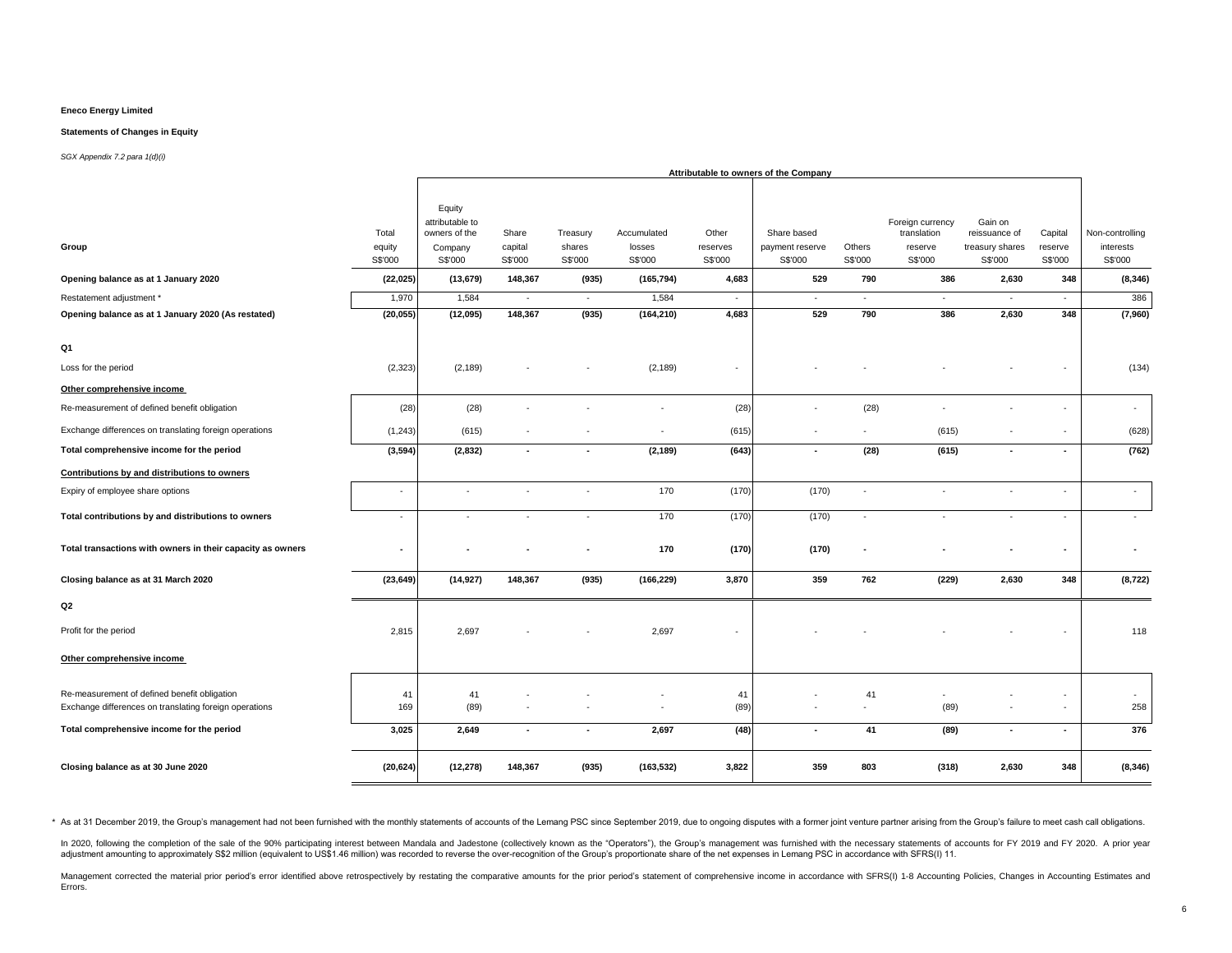**Eneco Energy Limited**

**Statements of Changes in Equity**

*SGX Appendix 7.2 para 1(d)(i)*

| Group | Total equity S$'000 | Equity attributable to owners of the Company S$'000 | Share capital S$'000 | Treasury shares S$'000 | Accumulated losses S$'000 | Other reserves S$'000 | Share based payment reserve S$'000 | Others S$'000 | Foreign currency translation reserve S$'000 | Gain on reissuance of treasury shares S$'000 | Capital reserve S$'000 | Non-controlling interests S$'000 |
|---|---|---|---|---|---|---|---|---|---|---|---|---|
| | | Attributable to owners of the Company | | | | | | | | | | |
| **Opening balance as at 1 January 2020** | **(22,025)** | **(13,679)** | **148,367** | **(935)** | **(165,794)** | **4,683** | **529** | **790** | **386** | **2,630** | **348** | **(8,346)** |
| Restatement adjustment * | 1,970 | 1,584 | - | - | 1,584 | - | - | - | - | - | - | 386 |
| **Opening balance as at 1 January 2020 (As restated)** | **(20,055)** | **(12,095)** | **148,367** | **(935)** | **(164,210)** | **4,683** | **529** | **790** | **386** | **2,630** | **348** | **(7,960)** |
| **Q1** | | | | | | | | | | | | |
| Loss for the period | (2,323) | (2,189) | - | - | (2,189) | - | - | - | - | - | - | (134) |
| **Other comprehensive income** | | | | | | | | | | | | |
| Re-measurement of defined benefit obligation | (28) | (28) | - | - | - | (28) | - | (28) | - | - | - | - |
| Exchange differences on translating foreign operations | (1,243) | (615) | - | - | - | (615) | - | - | (615) | - | - | (628) |
| **Total comprehensive income for the period** | **(3,594)** | **(2,832)** | **-** | **-** | **(2,189)** | **(643)** | **-** | **(28)** | **(615)** | **-** | **-** | **(762)** |
| **Contributions by and distributions to owners** | | | | | | | | | | | | |
| Expiry of employee share options | - | - | - | - | 170 | (170) | (170) | - | - | - | - | - |
| **Total contributions by and distributions to owners** | - | - | - | - | 170 | (170) | (170) | - | - | - | - | - |
| **Total transactions with owners in their capacity as owners** | **-** | **-** | **-** | **-** | **170** | **(170)** | **(170)** | **-** | **-** | **-** | **-** | **-** |
| **Closing balance as at 31 March 2020** | **(23,649)** | **(14,927)** | **148,367** | **(935)** | **(166,229)** | **3,870** | **359** | **762** | **(229)** | **2,630** | **348** | **(8,722)** |
| **Q2** | | | | | | | | | | | | |
| Profit for the period | 2,815 | 2,697 | - | - | 2,697 | - | - | - | - | - | - | 118 |
| **Other comprehensive income** | | | | | | | | | | | | |
| Re-measurement of defined benefit obligation | 41 | 41 | - | - | - | 41 | - | 41 | - | - | - | - |
| Exchange differences on translating foreign operations | 169 | (89) | - | - | - | (89) | - | - | (89) | - | - | 258 |
| **Total comprehensive income for the period** | **3,025** | **2,649** | **-** | **-** | **2,697** | **(48)** | **-** | **41** | **(89)** | **-** | **-** | **376** |
| **Closing balance as at 30 June 2020** | **(20,624)** | **(12,278)** | **148,367** | **(935)** | **(163,532)** | **3,822** | **359** | **803** | **(318)** | **2,630** | **348** | **(8,346)** |

\* As at 31 December 2019, the Group's management had not been furnished with the monthly statements of accounts of the Lemang PSC since September 2019, due to ongoing disputes with a former joint venture partner arising from the Group's failure to meet cash call obligations.

In 2020, following the completion of the sale of the 90% participating interest between Mandala and Jadestone (collectively known as the "Operators"), the Group's management was furnished with the necessary statements of accounts for FY 2019 and FY 2020. A prior year adjustment amounting to approximately S$2 million (equivalent to US$1.46 million) was recorded to reverse the over-recognition of the Group's proportionate share of the net expenses in Lemang PSC in accordance with SFRS(I) 11.

Management corrected the material prior period's error identified above retrospectively by restating the comparative amounts for the prior period's statement of comprehensive income in accordance with SFRS(I) 1-8 Accounting Policies, Changes in Accounting Estimates and Errors.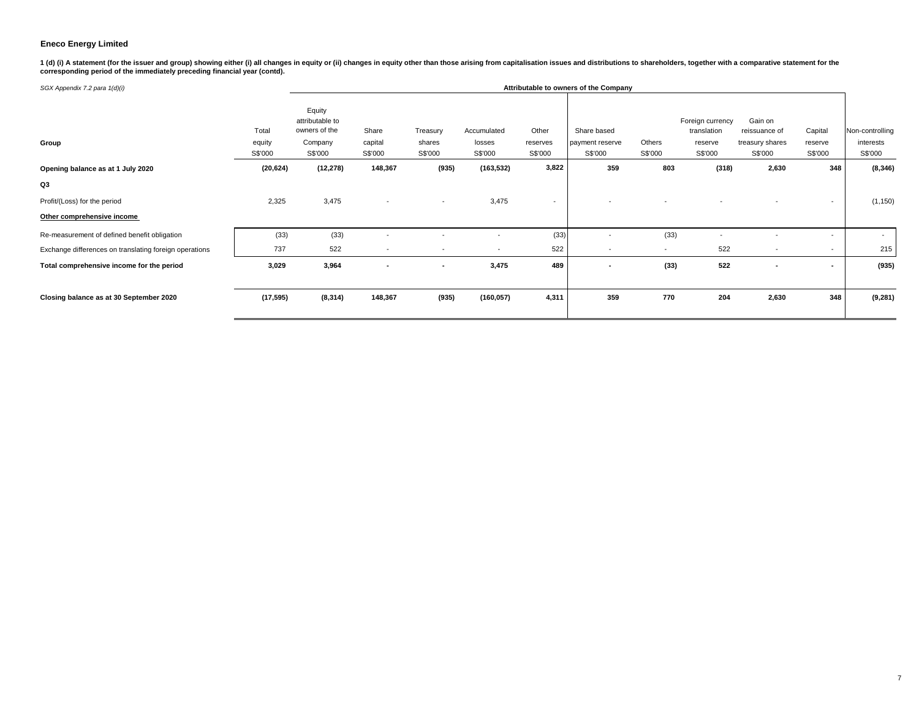**Eneco Energy Limited**

**1 (d) (i) A statement (for the issuer and group) showing either (i) all changes in equity or (ii) changes in equity other than those arising from capitalisation issues and distributions to shareholders, together with a comparative statement for the corresponding period of the immediately preceding financial year (contd).**

*SGX Appendix 7.2 para 1(d)(i)*

| | | Attributable to owners of the Company | | | | | | | | | | |
|---|---|---|---|---|---|---|---|---|---|---|---|---|
| **Group** | Total equity S$'000 | Equity attributable to owners of the Company S$'000 | Share capital S$'000 | Treasury shares S$'000 | Accumulated losses S$'000 | Other reserves S$'000 | Share based payment reserve S$'000 | Others S$'000 | Foreign currency translation reserve S$'000 | Gain on reissuance of treasury shares S$'000 | Capital reserve S$'000 | Non-controlling interests S$'000 |
| **Opening balance as at 1 July 2020** | **(20,624)** | **(12,278)** | **148,367** | **(935)** | **(163,532)** | **3,822** | **359** | **803** | **(318)** | **2,630** | **348** | **(8,346)** |
| **Q3** | | | | | | | | | | | | |
| Profit/(Loss) for the period | 2,325 | 3,475 | - | - | 3,475 | - | - | - | - | - | - | (1,150) |
| **Other comprehensive income** | | | | | | | | | | | | |
| Re-measurement of defined benefit obligation | (33) | (33) | - | - | - | (33) | - | (33) | - | - | - | - |
| Exchange differences on translating foreign operations | 737 | 522 | - | - | - | 522 | - | - | 522 | - | - | 215 |
| **Total comprehensive income for the period** | **3,029** | **3,964** | **-** | **-** | **3,475** | **489** | **-** | **(33)** | **522** | **-** | **-** | **(935)** |
| **Closing balance as at 30 September 2020** | **(17,595)** | **(8,314)** | **148,367** | **(935)** | **(160,057)** | **4,311** | **359** | **770** | **204** | **2,630** | **348** | **(9,281)** |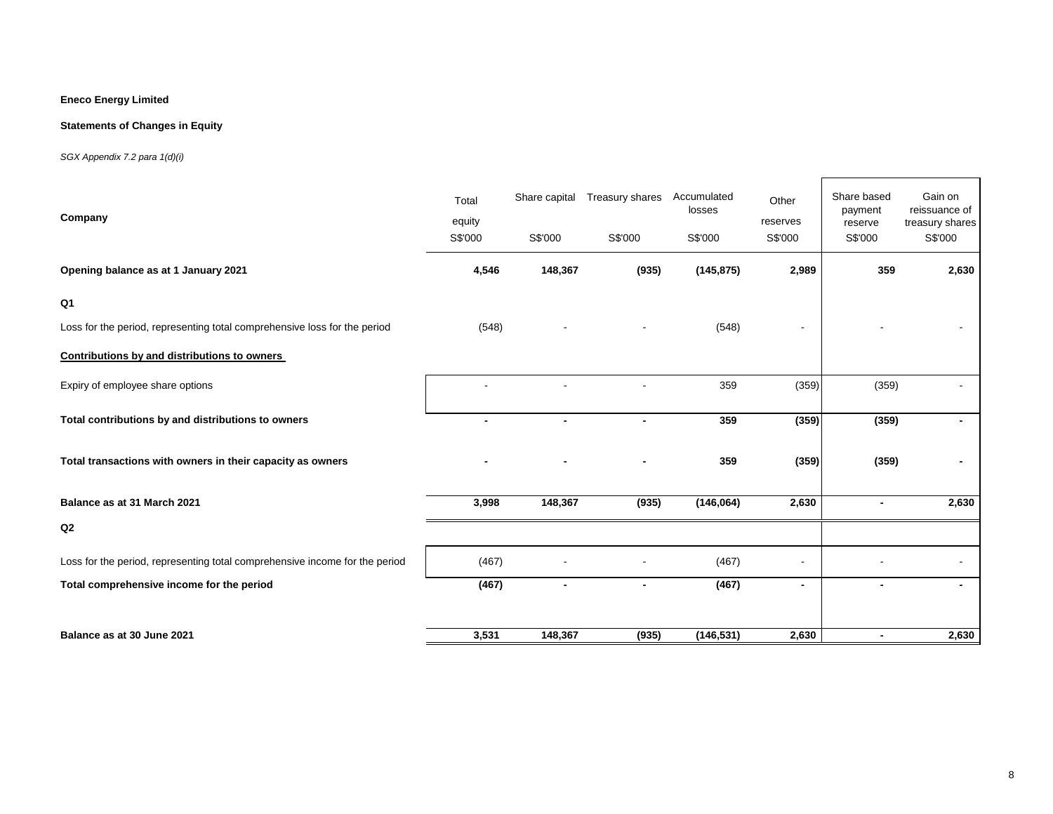**Eneco Energy Limited**

**Statements of Changes in Equity**

*SGX Appendix 7.2 para 1(d)(i)*

| Company | Total equity S$'000 | Share capital S$'000 | Treasury shares S$'000 | Accumulated losses S$'000 | Other reserves S$'000 | Share based payment reserve S$'000 | Gain on reissuance of treasury shares S$'000 |
|---|---|---|---|---|---|---|---|
| **Opening balance as at 1 January 2021** | **4,546** | **148,367** | **(935)** | **(145,875)** | **2,989** | **359** | **2,630** |
| **Q1** | | | | | | | |
| Loss for the period, representing total comprehensive loss for the period | (548) | - | - | (548) | - | - | - |
| **Contributions by and distributions to owners** | | | | | | | |
| Expiry of employee share options | - | - | - | 359 | (359) | (359) | - |
| **Total contributions by and distributions to owners** | **-** | **-** | **-** | **359** | **(359)** | **(359)** | **-** |
| **Total transactions with owners in their capacity as owners** | **-** | **-** | **-** | **359** | **(359)** | **(359)** | **-** |
| **Balance as at 31 March 2021** | **3,998** | **148,367** | **(935)** | **(146,064)** | **2,630** | **-** | **2,630** |
| **Q2** | | | | | | | |
| Loss for the period, representing total comprehensive income for the period | (467) | - | - | (467) | - | - | - |
| **Total comprehensive income for the period** | **(467)** | **-** | **-** | **(467)** | **-** | **-** | **-** |
| **Balance as at 30 June 2021** | **3,531** | **148,367** | **(935)** | **(146,531)** | **2,630** | **-** | **2,630** |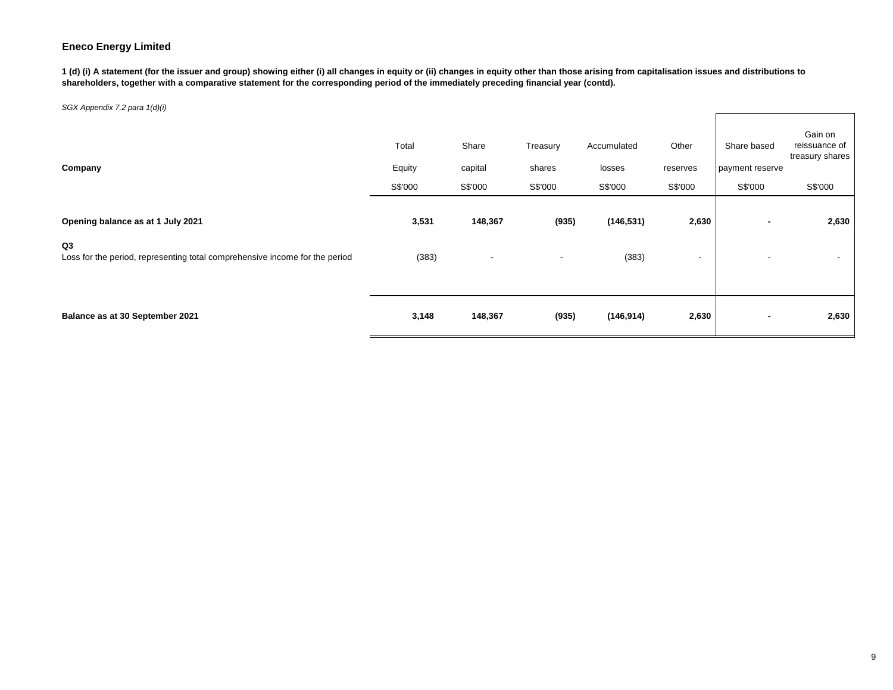**Eneco Energy Limited**

**1 (d) (i) A statement (for the issuer and group) showing either (i) all changes in equity or (ii) changes in equity other than those arising from capitalisation issues and distributions to shareholders, together with a comparative statement for the corresponding period of the immediately preceding financial year (contd).**

*SGX Appendix 7.2 para 1(d)(i)*

| Company | Total Equity | Share capital | Treasury shares | Accumulated losses | Other reserves | Share based payment reserve | Gain on reissuance of treasury shares |
|---|---|---|---|---|---|---|---|
| | S$'000 | S$'000 | S$'000 | S$'000 | S$'000 | S$'000 | S$'000 |
| **Opening balance as at 1 July 2021** | **3,531** | **148,367** | **(935)** | **(146,531)** | **2,630** | **-** | **2,630** |
| **Q3** | | | | | | | |
| Loss for the period, representing total comprehensive income for the period | (383) | - | - | (383) | - | - | - |
| **Balance as at 30 September 2021** | **3,148** | **148,367** | **(935)** | **(146,914)** | **2,630** | **-** | **2,630** |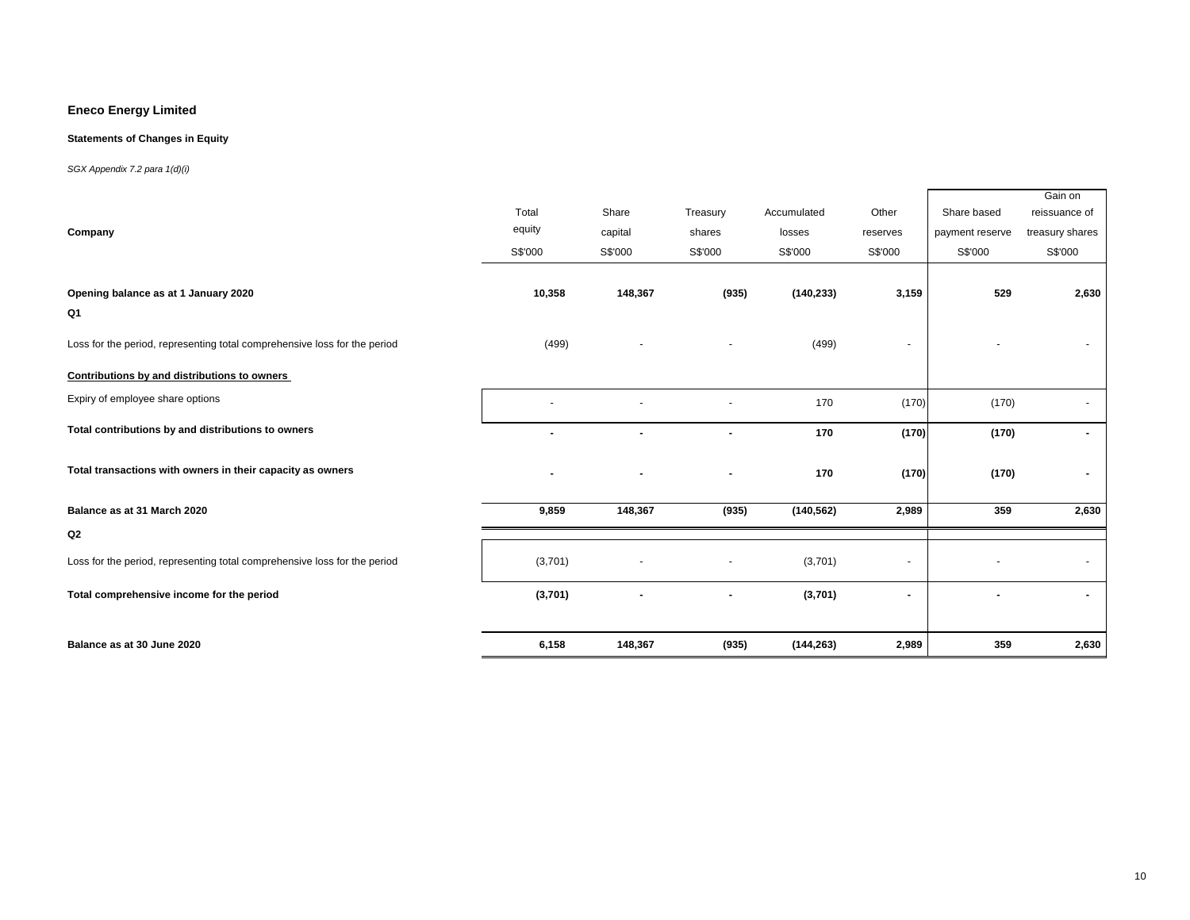# Eneco Energy Limited

### Statements of Changes in Equity

*SGX Appendix 7.2 para 1(d)(i)*

| Company | Total equity S$'000 | Share capital S$'000 | Treasury shares S$'000 | Accumulated losses S$'000 | Other reserves S$'000 | Share based payment reserve S$'000 | Gain on reissuance of treasury shares S$'000 |
|---|---|---|---|---|---|---|---|
| **Opening balance as at 1 January 2020** | **10,358** | **148,367** | **(935)** | **(140,233)** | **3,159** | **529** | **2,630** |
| **Q1** | | | | | | | |
| Loss for the period, representing total comprehensive loss for the period | (499) | - | - | (499) | - | - | - |
| **Contributions by and distributions to owners** | | | | | | | |
| Expiry of employee share options | - | - | - | 170 | (170) | (170) | - |
| **Total contributions by and distributions to owners** | **-** | **-** | **-** | **170** | **(170)** | **(170)** | **-** |
| **Total transactions with owners in their capacity as owners** | **-** | **-** | **-** | **170** | **(170)** | **(170)** | **-** |
| **Balance as at 31 March 2020** | **9,859** | **148,367** | **(935)** | **(140,562)** | **2,989** | **359** | **2,630** |
| **Q2** | | | | | | | |
| Loss for the period, representing total comprehensive loss for the period | (3,701) | - | - | (3,701) | - | - | - |
| **Total comprehensive income for the period** | **(3,701)** | **-** | **-** | **(3,701)** | **-** | **-** | **-** |
| **Balance as at 30 June 2020** | **6,158** | **148,367** | **(935)** | **(144,263)** | **2,989** | **359** | **2,630** |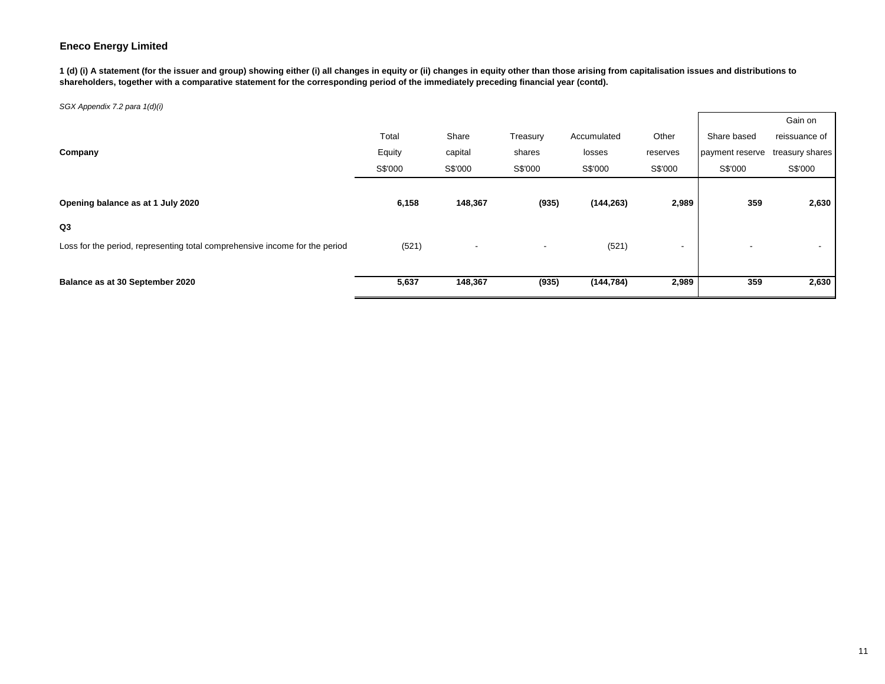## Eneco Energy Limited

**1 (d) (i) A statement (for the issuer and group) showing either (i) all changes in equity or (ii) changes in equity other than those arising from capitalisation issues and distributions to shareholders, together with a comparative statement for the corresponding period of the immediately preceding financial year (contd).**

*SGX Appendix 7.2 para 1(d)(i)*

| Company | Total Equity S$'000 | Share capital S$'000 | Treasury shares S$'000 | Accumulated losses S$'000 | Other reserves S$'000 | Share based payment reserve S$'000 | Gain on reissuance of treasury shares S$'000 |
|---|---|---|---|---|---|---|---|
| **Opening balance as at 1 July 2020** | **6,158** | **148,367** | **(935)** | **(144,263)** | **2,989** | **359** | **2,630** |
| **Q3** | | | | | | | |
| Loss for the period, representing total comprehensive income for the period | (521) | - | - | (521) | - | - | - |
| **Balance as at 30 September 2020** | **5,637** | **148,367** | **(935)** | **(144,784)** | **2,989** | **359** | **2,630** |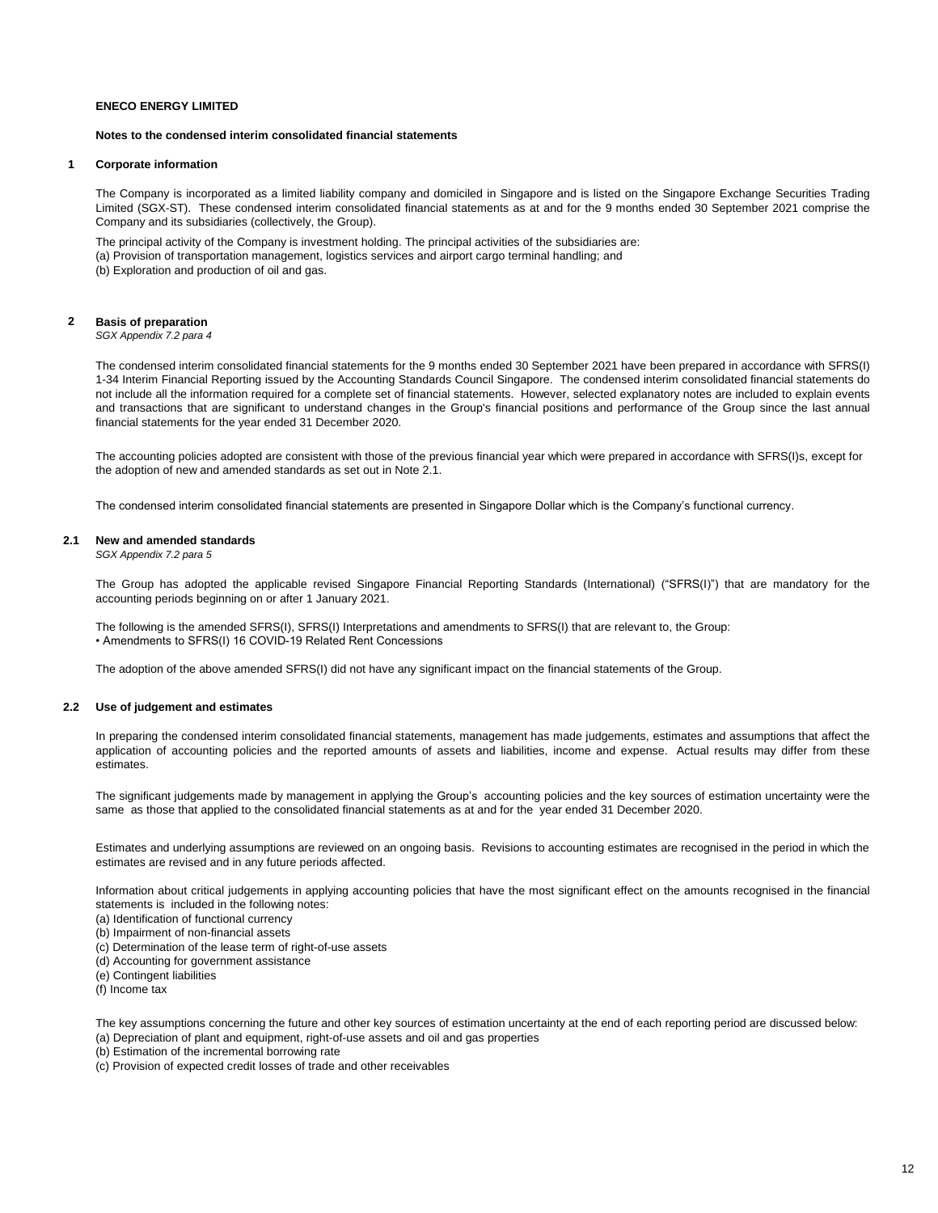**ENECO ENERGY LIMITED**

**Notes to the condensed interim consolidated financial statements**

## 1 Corporate information

The Company is incorporated as a limited liability company and domiciled in Singapore and is listed on the Singapore Exchange Securities Trading Limited (SGX-ST). These condensed interim consolidated financial statements as at and for the 9 months ended 30 September 2021 comprise the Company and its subsidiaries (collectively, the Group).

The principal activity of the Company is investment holding. The principal activities of the subsidiaries are:
(a) Provision of transportation management, logistics services and airport cargo terminal handling; and
(b) Exploration and production of oil and gas.

## 2 Basis of preparation

*SGX Appendix 7.2 para 4*

The condensed interim consolidated financial statements for the 9 months ended 30 September 2021 have been prepared in accordance with SFRS(I) 1-34 Interim Financial Reporting issued by the Accounting Standards Council Singapore. The condensed interim consolidated financial statements do not include all the information required for a complete set of financial statements. However, selected explanatory notes are included to explain events and transactions that are significant to understand changes in the Group's financial positions and performance of the Group since the last annual financial statements for the year ended 31 December 2020.

The accounting policies adopted are consistent with those of the previous financial year which were prepared in accordance with SFRS(I)s, except for the adoption of new and amended standards as set out in Note 2.1.

The condensed interim consolidated financial statements are presented in Singapore Dollar which is the Company's functional currency.

### 2.1 New and amended standards

*SGX Appendix 7.2 para 5*

The Group has adopted the applicable revised Singapore Financial Reporting Standards (International) ("SFRS(I)") that are mandatory for the accounting periods beginning on or after 1 January 2021.

The following is the amended SFRS(I), SFRS(I) Interpretations and amendments to SFRS(I) that are relevant to, the Group:
• Amendments to SFRS(I) 16 COVID-19 Related Rent Concessions

The adoption of the above amended SFRS(I) did not have any significant impact on the financial statements of the Group.

### 2.2 Use of judgement and estimates

In preparing the condensed interim consolidated financial statements, management has made judgements, estimates and assumptions that affect the application of accounting policies and the reported amounts of assets and liabilities, income and expense. Actual results may differ from these estimates.

The significant judgements made by management in applying the Group's accounting policies and the key sources of estimation uncertainty were the same as those that applied to the consolidated financial statements as at and for the year ended 31 December 2020.

Estimates and underlying assumptions are reviewed on an ongoing basis. Revisions to accounting estimates are recognised in the period in which the estimates are revised and in any future periods affected.

Information about critical judgements in applying accounting policies that have the most significant effect on the amounts recognised in the financial statements is included in the following notes:
(a) Identification of functional currency
(b) Impairment of non-financial assets
(c) Determination of the lease term of right-of-use assets
(d) Accounting for government assistance
(e) Contingent liabilities
(f) Income tax

The key assumptions concerning the future and other key sources of estimation uncertainty at the end of each reporting period are discussed below:
(a) Depreciation of plant and equipment, right-of-use assets and oil and gas properties
(b) Estimation of the incremental borrowing rate
(c) Provision of expected credit losses of trade and other receivables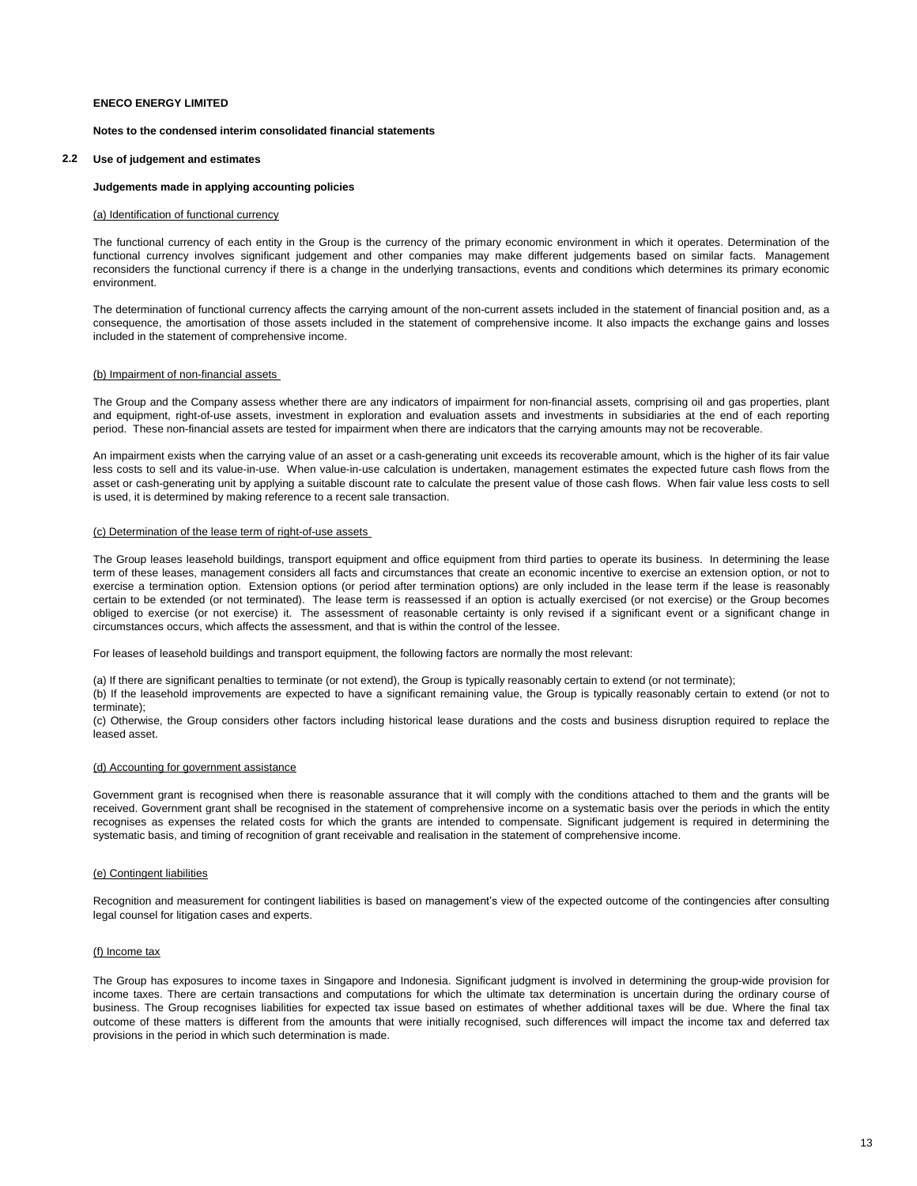**ENECO ENERGY LIMITED**

**Notes to the condensed interim consolidated financial statements**

## 2.2 Use of judgement and estimates

### Judgements made in applying accounting policies

(a) Identification of functional currency

The functional currency of each entity in the Group is the currency of the primary economic environment in which it operates. Determination of the functional currency involves significant judgement and other companies may make different judgements based on similar facts. Management reconsiders the functional currency if there is a change in the underlying transactions, events and conditions which determines its primary economic environment.

The determination of functional currency affects the carrying amount of the non-current assets included in the statement of financial position and, as a consequence, the amortisation of those assets included in the statement of comprehensive income. It also impacts the exchange gains and losses included in the statement of comprehensive income.

(b) Impairment of non-financial assets

The Group and the Company assess whether there are any indicators of impairment for non-financial assets, comprising oil and gas properties, plant and equipment, right-of-use assets, investment in exploration and evaluation assets and investments in subsidiaries at the end of each reporting period. These non-financial assets are tested for impairment when there are indicators that the carrying amounts may not be recoverable.

An impairment exists when the carrying value of an asset or a cash-generating unit exceeds its recoverable amount, which is the higher of its fair value less costs to sell and its value-in-use. When value-in-use calculation is undertaken, management estimates the expected future cash flows from the asset or cash-generating unit by applying a suitable discount rate to calculate the present value of those cash flows. When fair value less costs to sell is used, it is determined by making reference to a recent sale transaction.

(c) Determination of the lease term of right-of-use assets

The Group leases leasehold buildings, transport equipment and office equipment from third parties to operate its business. In determining the lease term of these leases, management considers all facts and circumstances that create an economic incentive to exercise an extension option, or not to exercise a termination option. Extension options (or period after termination options) are only included in the lease term if the lease is reasonably certain to be extended (or not terminated). The lease term is reassessed if an option is actually exercised (or not exercise) or the Group becomes obliged to exercise (or not exercise) it. The assessment of reasonable certainty is only revised if a significant event or a significant change in circumstances occurs, which affects the assessment, and that is within the control of the lessee.

For leases of leasehold buildings and transport equipment, the following factors are normally the most relevant:

(a) If there are significant penalties to terminate (or not extend), the Group is typically reasonably certain to extend (or not terminate);
(b) If the leasehold improvements are expected to have a significant remaining value, the Group is typically reasonably certain to extend (or not to terminate);
(c) Otherwise, the Group considers other factors including historical lease durations and the costs and business disruption required to replace the leased asset.

(d) Accounting for government assistance

Government grant is recognised when there is reasonable assurance that it will comply with the conditions attached to them and the grants will be received. Government grant shall be recognised in the statement of comprehensive income on a systematic basis over the periods in which the entity recognises as expenses the related costs for which the grants are intended to compensate. Significant judgement is required in determining the systematic basis, and timing of recognition of grant receivable and realisation in the statement of comprehensive income.

(e) Contingent liabilities

Recognition and measurement for contingent liabilities is based on management's view of the expected outcome of the contingencies after consulting legal counsel for litigation cases and experts.

(f) Income tax

The Group has exposures to income taxes in Singapore and Indonesia. Significant judgment is involved in determining the group-wide provision for income taxes. There are certain transactions and computations for which the ultimate tax determination is uncertain during the ordinary course of business. The Group recognises liabilities for expected tax issue based on estimates of whether additional taxes will be due. Where the final tax outcome of these matters is different from the amounts that were initially recognised, such differences will impact the income tax and deferred tax provisions in the period in which such determination is made.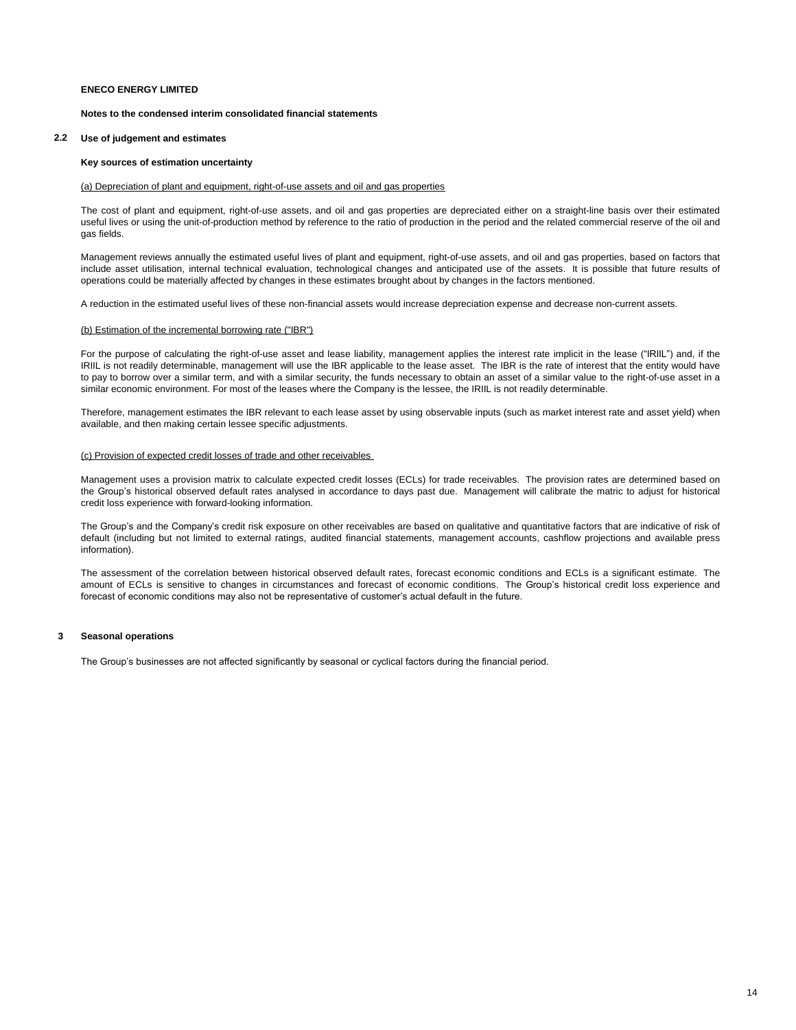**ENECO ENERGY LIMITED**

**Notes to the condensed interim consolidated financial statements**

## 2.2 Use of judgement and estimates

**Key sources of estimation uncertainty**

(a) Depreciation of plant and equipment, right-of-use assets and oil and gas properties

The cost of plant and equipment, right-of-use assets, and oil and gas properties are depreciated either on a straight-line basis over their estimated useful lives or using the unit-of-production method by reference to the ratio of production in the period and the related commercial reserve of the oil and gas fields.

Management reviews annually the estimated useful lives of plant and equipment, right-of-use assets, and oil and gas properties, based on factors that include asset utilisation, internal technical evaluation, technological changes and anticipated use of the assets. It is possible that future results of operations could be materially affected by changes in these estimates brought about by changes in the factors mentioned.

A reduction in the estimated useful lives of these non-financial assets would increase depreciation expense and decrease non-current assets.

(b) Estimation of the incremental borrowing rate ("IBR")

For the purpose of calculating the right-of-use asset and lease liability, management applies the interest rate implicit in the lease ("IRIIL") and, if the IRIIL is not readily determinable, management will use the IBR applicable to the lease asset. The IBR is the rate of interest that the entity would have to pay to borrow over a similar term, and with a similar security, the funds necessary to obtain an asset of a similar value to the right-of-use asset in a similar economic environment. For most of the leases where the Company is the lessee, the IRIIL is not readily determinable.

Therefore, management estimates the IBR relevant to each lease asset by using observable inputs (such as market interest rate and asset yield) when available, and then making certain lessee specific adjustments.

(c) Provision of expected credit losses of trade and other receivables

Management uses a provision matrix to calculate expected credit losses (ECLs) for trade receivables. The provision rates are determined based on the Group's historical observed default rates analysed in accordance to days past due. Management will calibrate the matric to adjust for historical credit loss experience with forward-looking information.

The Group's and the Company's credit risk exposure on other receivables are based on qualitative and quantitative factors that are indicative of risk of default (including but not limited to external ratings, audited financial statements, management accounts, cashflow projections and available press information).

The assessment of the correlation between historical observed default rates, forecast economic conditions and ECLs is a significant estimate. The amount of ECLs is sensitive to changes in circumstances and forecast of economic conditions. The Group's historical credit loss experience and forecast of economic conditions may also not be representative of customer's actual default in the future.

## 3 Seasonal operations

The Group's businesses are not affected significantly by seasonal or cyclical factors during the financial period.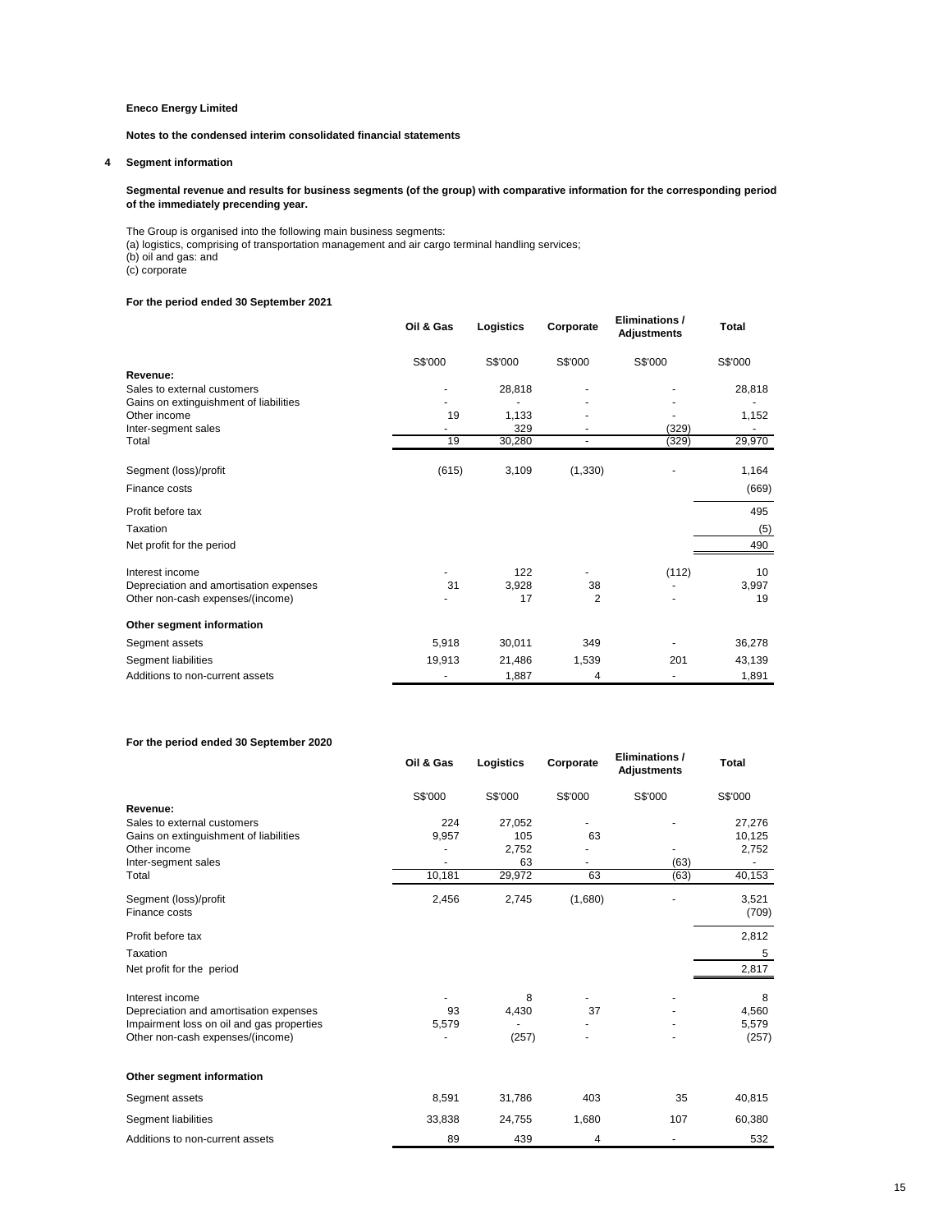**Eneco Energy Limited**

**Notes to the condensed interim consolidated financial statements**

## 4 Segment information

**Segmental revenue and results for business segments (of the group) with comparative information for the corresponding period of the immediately precending year.**

The Group is organised into the following main business segments:
(a) logistics, comprising of transportation management and air cargo terminal handling services;
(b) oil and gas: and
(c) corporate

**For the period ended 30 September 2021**

| | Oil & Gas | Logistics | Corporate | Eliminations / Adjustments | Total |
|---|---|---|---|---|---|
| | S$'000 | S$'000 | S$'000 | S$'000 | S$'000 |
| **Revenue:** | | | | | |
| Sales to external customers | - | 28,818 | - | - | 28,818 |
| Gains on extinguishment of liabilities | - | - | - | - | - |
| Other income | 19 | 1,133 | - | - | 1,152 |
| Inter-segment sales | - | 329 | - | (329) | - |
| Total | 19 | 30,280 | - | (329) | 29,970 |
| Segment (loss)/profit | (615) | 3,109 | (1,330) | - | 1,164 |
| Finance costs | | | | | (669) |
| Profit before tax | | | | | 495 |
| Taxation | | | | | (5) |
| Net profit for the period | | | | | 490 |
| Interest income | - | 122 | - | (112) | 10 |
| Depreciation and amortisation expenses | 31 | 3,928 | 38 | - | 3,997 |
| Other non-cash expenses/(income) | - | 17 | 2 | - | 19 |
| **Other segment information** | | | | | |
| Segment assets | 5,918 | 30,011 | 349 | - | 36,278 |
| Segment liabilities | 19,913 | 21,486 | 1,539 | 201 | 43,139 |
| Additions to non-current assets | - | 1,887 | 4 | - | 1,891 |

**For the period ended 30 September 2020**

| | Oil & Gas | Logistics | Corporate | Eliminations / Adjustments | Total |
|---|---|---|---|---|---|
| | S$'000 | S$'000 | S$'000 | S$'000 | S$'000 |
| **Revenue:** | | | | | |
| Sales to external customers | 224 | 27,052 | - | - | 27,276 |
| Gains on extinguishment of liabilities | 9,957 | 105 | 63 | | 10,125 |
| Other income | - | 2,752 | - | - | 2,752 |
| Inter-segment sales | - | 63 | - | (63) | - |
| Total | 10,181 | 29,972 | 63 | (63) | 40,153 |
| Segment (loss)/profit | 2,456 | 2,745 | (1,680) | - | 3,521 |
| Finance costs | | | | | (709) |
| Profit before tax | | | | | 2,812 |
| Taxation | | | | | 5 |
| Net profit for the period | | | | | 2,817 |
| Interest income | - | 8 | - | - | 8 |
| Depreciation and amortisation expenses | 93 | 4,430 | 37 | - | 4,560 |
| Impairment loss on oil and gas properties | 5,579 | - | - | - | 5,579 |
| Other non-cash expenses/(income) | - | (257) | - | - | (257) |
| **Other segment information** | | | | | |
| Segment assets | 8,591 | 31,786 | 403 | 35 | 40,815 |
| Segment liabilities | 33,838 | 24,755 | 1,680 | 107 | 60,380 |
| Additions to non-current assets | 89 | 439 | 4 | - | 532 |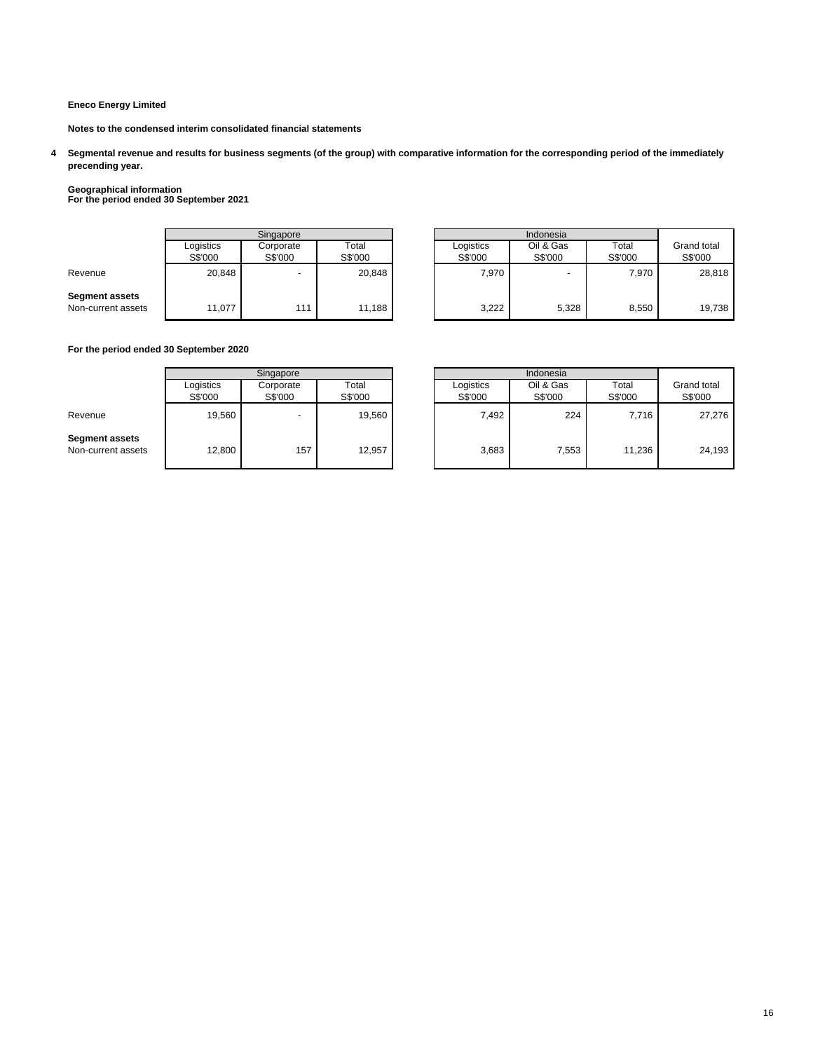**Eneco Energy Limited**

**Notes to the condensed interim consolidated financial statements**

**4 Segmental revenue and results for business segments (of the group) with comparative information for the corresponding period of the immediately precending year.**

**Geographical information**
**For the period ended 30 September 2021**

| | Singapore | | | Indonesia | | | |
|---|---|---|---|---|---|---|---|
| | Logistics S$'000 | Corporate S$'000 | Total S$'000 | Logistics S$'000 | Oil & Gas S$'000 | Total S$'000 | Grand total S$'000 |
| Revenue | 20,848 | - | 20,848 | 7,970 | - | 7,970 | 28,818 |
| **Segment assets** | | | | | | | |
| Non-current assets | 11,077 | 111 | 11,188 | 3,222 | 5,328 | 8,550 | 19,738 |

**For the period ended 30 September 2020**

| | Singapore | | | Indonesia | | | |
|---|---|---|---|---|---|---|---|
| | Logistics S$'000 | Corporate S$'000 | Total S$'000 | Logistics S$'000 | Oil & Gas S$'000 | Total S$'000 | Grand total S$'000 |
| Revenue | 19,560 | - | 19,560 | 7,492 | 224 | 7,716 | 27,276 |
| **Segment assets** | | | | | | | |
| Non-current assets | 12,800 | 157 | 12,957 | 3,683 | 7,553 | 11,236 | 24,193 |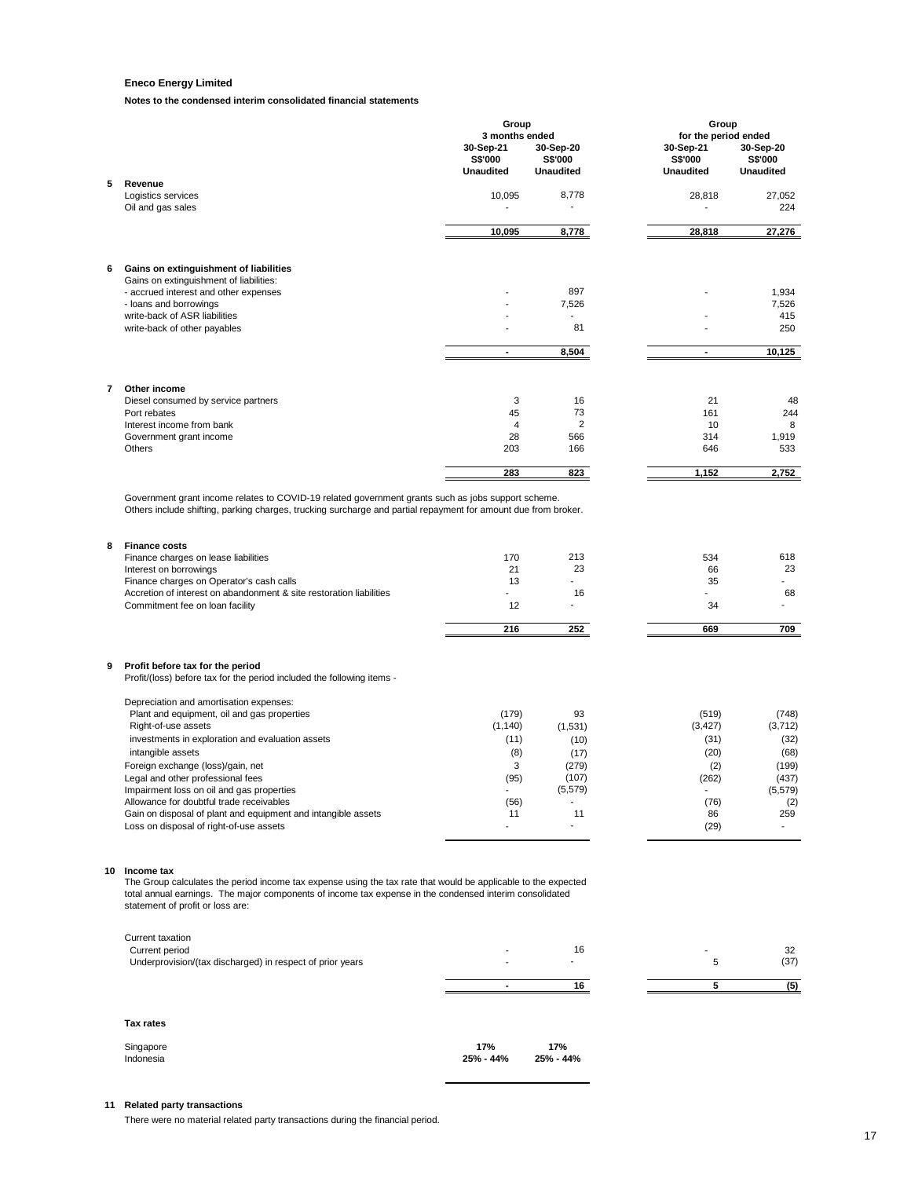**Eneco Energy Limited**

**Notes to the condensed interim consolidated financial statements**

| | | Group 3 months ended | | Group for the period ended | |
|---|---|---|---|---|---|
| | | 30-Sep-21 S$'000 Unaudited | 30-Sep-20 S$'000 Unaudited | 30-Sep-21 S$'000 Unaudited | 30-Sep-20 S$'000 Unaudited |
| **5** | **Revenue** | | | | |
| | Logistics services | 10,095 | 8,778 | 28,818 | 27,052 |
| | Oil and gas sales | - | - | - | 224 |
| | | **10,095** | **8,778** | **28,818** | **27,276** |
| **6** | **Gains on extinguishment of liabilities** | | | | |
| | Gains on extinguishment of liabilities: | | | | |
| | - accrued interest and other expenses | - | 897 | - | 1,934 |
| | - loans and borrowings | - | 7,526 | | 7,526 |
| | write-back of ASR liabilities | - | - | - | 415 |
| | write-back of other payables | - | 81 | - | 250 |
| | | **-** | **8,504** | **-** | **10,125** |
| **7** | **Other income** | | | | |
| | Diesel consumed by service partners | 3 | 16 | 21 | 48 |
| | Port rebates | 45 | 73 | 161 | 244 |
| | Interest income from bank | 4 | 2 | 10 | 8 |
| | Government grant income | 28 | 566 | 314 | 1,919 |
| | Others | 203 | 166 | 646 | 533 |
| | | **283** | **823** | **1,152** | **2,752** |

Government grant income relates to COVID-19 related government grants such as jobs support scheme.
Others include shifting, parking charges, trucking surcharge and partial repayment for amount due from broker.

| | | 30-Sep-21 | 30-Sep-20 | 30-Sep-21 | 30-Sep-20 |
|---|---|---|---|---|---|
| **8** | **Finance costs** | | | | |
| | Finance charges on lease liabilities | 170 | 213 | 534 | 618 |
| | Interest on borrowings | 21 | 23 | 66 | 23 |
| | Finance charges on Operator's cash calls | 13 | - | 35 | - |
| | Accretion of interest on abandonment & site restoration liabilities | - | 16 | - | 68 |
| | Commitment fee on loan facility | 12 | - | 34 | - |
| | | **216** | **252** | **669** | **709** |
| **9** | **Profit before tax for the period** | | | | |
| | Profit/(loss) before tax for the period included the following items - | | | | |
| | Depreciation and amortisation expenses: | | | | |
| | Plant and equipment, oil and gas properties | (179) | 93 | (519) | (748) |
| | Right-of-use assets | (1,140) | (1,531) | (3,427) | (3,712) |
| | investments in exploration and evaluation assets | (11) | (10) | (31) | (32) |
| | intangible assets | (8) | (17) | (20) | (68) |
| | Foreign exchange (loss)/gain, net | 3 | (279) | (2) | (199) |
| | Legal and other professional fees | (95) | (107) | (262) | (437) |
| | Impairment loss on oil and gas properties | - | (5,579) | - | (5,579) |
| | Allowance for doubtful trade receivables | (56) | - | (76) | (2) |
| | Gain on disposal of plant and equipment and intangible assets | 11 | 11 | 86 | 259 |
| | Loss on disposal of right-of-use assets | - | - | (29) | - |

**10 Income tax**

The Group calculates the period income tax expense using the tax rate that would be applicable to the expected total annual earnings. The major components of income tax expense in the condensed interim consolidated statement of profit or loss are:

| | 30-Sep-21 | 30-Sep-20 | 30-Sep-21 | 30-Sep-20 |
|---|---|---|---|---|
| Current taxation | | | | |
| Current period | - | 16 | - | 32 |
| Underprovision/(tax discharged) in respect of prior years | - | - | 5 | (37) |
| | **-** | **16** | **5** | **(5)** |

**Tax rates**

| | | |
|---|---|---|
| Singapore | **17%** | **17%** |
| Indonesia | **25% - 44%** | **25% - 44%** |

**11 Related party transactions**

There were no material related party transactions during the financial period.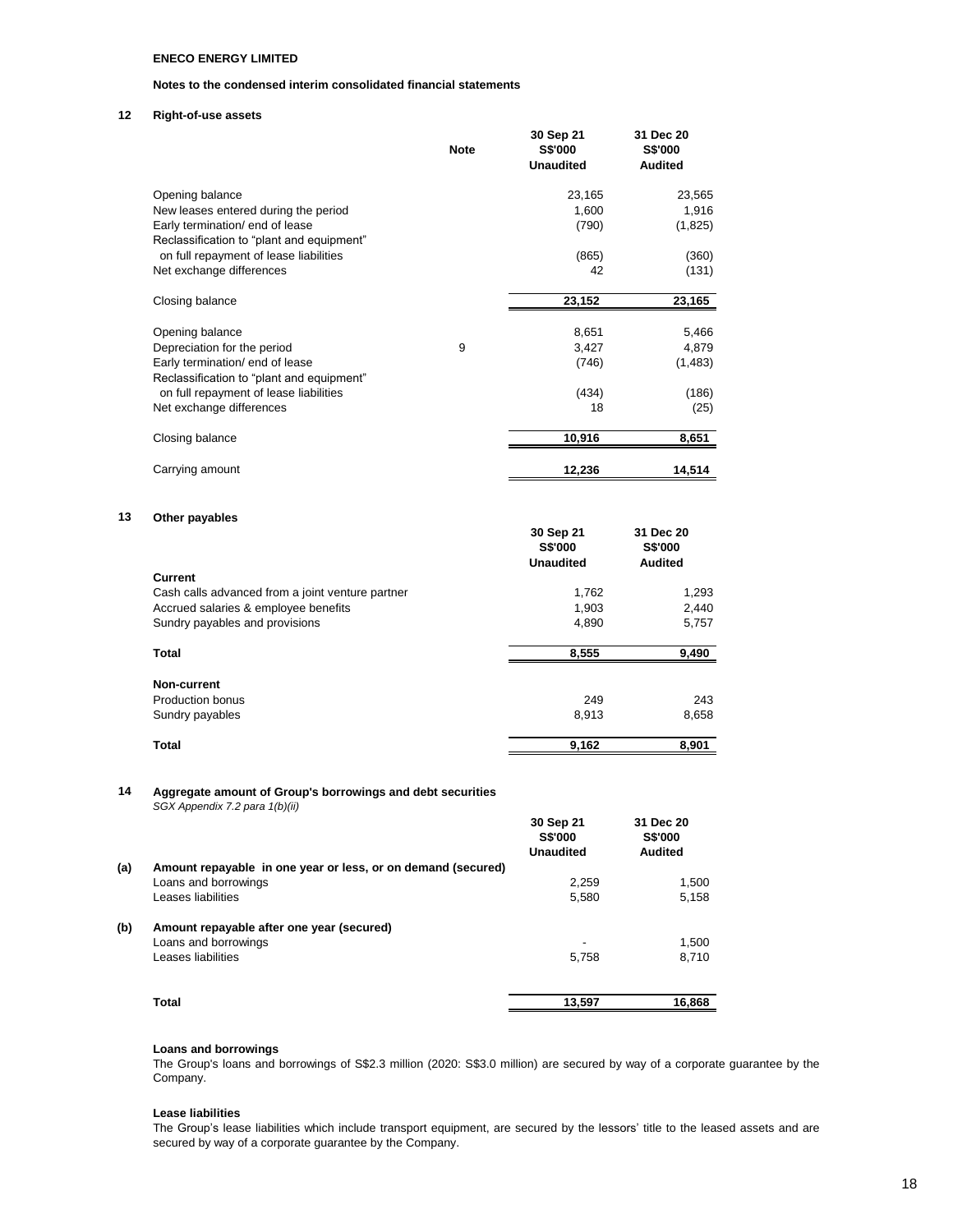**ENECO ENERGY LIMITED**

**Notes to the condensed interim consolidated financial statements**

## 12 Right-of-use assets

| | Note | 30 Sep 21 S$'000 Unaudited | 31 Dec 20 S$'000 Audited |
|---|---|---|---|
| Opening balance | | 23,165 | 23,565 |
| New leases entered during the period | | 1,600 | 1,916 |
| Early termination/ end of lease | | (790) | (1,825) |
| Reclassification to "plant and equipment" on full repayment of lease liabilities | | (865) | (360) |
| Net exchange differences | | 42 | (131) |
| Closing balance | | 23,152 | 23,165 |
| Opening balance | | 8,651 | 5,466 |
| Depreciation for the period | 9 | 3,427 | 4,879 |
| Early termination/ end of lease | | (746) | (1,483) |
| Reclassification to "plant and equipment" on full repayment of lease liabilities | | (434) | (186) |
| Net exchange differences | | 18 | (25) |
| Closing balance | | 10,916 | 8,651 |
| Carrying amount | | 12,236 | 14,514 |

## 13 Other payables

| | 30 Sep 21 S$'000 Unaudited | 31 Dec 20 S$'000 Audited |
|---|---|---|
| **Current** | | |
| Cash calls advanced from a joint venture partner | 1,762 | 1,293 |
| Accrued salaries & employee benefits | 1,903 | 2,440 |
| Sundry payables and provisions | 4,890 | 5,757 |
| **Total** | 8,555 | 9,490 |
| **Non-current** | | |
| Production bonus | 249 | 243 |
| Sundry payables | 8,913 | 8,658 |
| **Total** | 9,162 | 8,901 |

## 14 Aggregate amount of Group's borrowings and debt securities

*SGX Appendix 7.2 para 1(b)(ii)*

| | | 30 Sep 21 S$'000 Unaudited | 31 Dec 20 S$'000 Audited |
|---|---|---|---|
| (a) | **Amount repayable in one year or less, or on demand (secured)** | | |
| | Loans and borrowings | 2,259 | 1,500 |
| | Leases liabilities | 5,580 | 5,158 |
| (b) | **Amount repayable after one year (secured)** | | |
| | Loans and borrowings | - | 1,500 |
| | Leases liabilities | 5,758 | 8,710 |
| | **Total** | 13,597 | 16,868 |

**Loans and borrowings**

The Group's loans and borrowings of S$2.3 million (2020: S$3.0 million) are secured by way of a corporate guarantee by the Company.

**Lease liabilities**

The Group's lease liabilities which include transport equipment, are secured by the lessors' title to the leased assets and are secured by way of a corporate guarantee by the Company.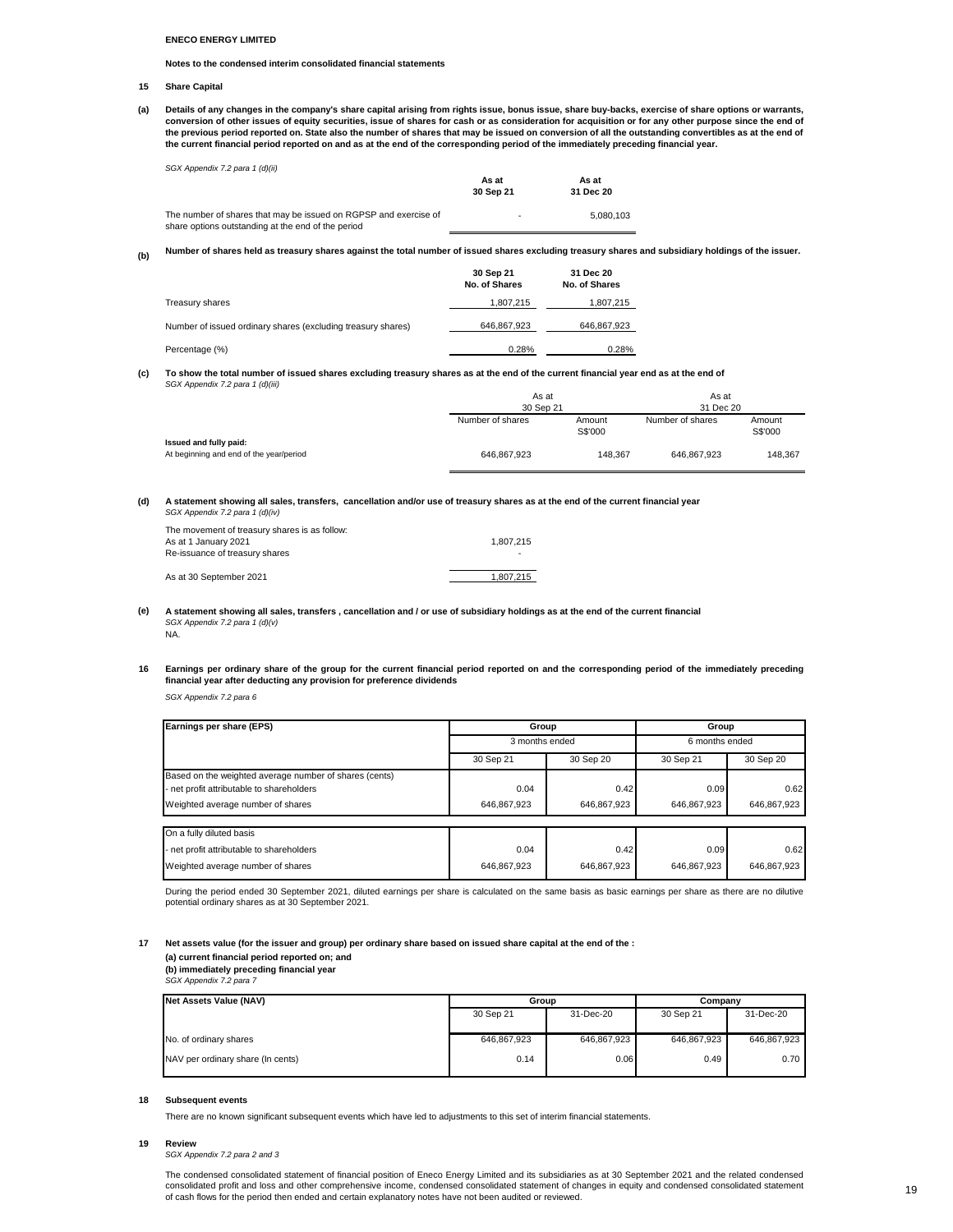**ENECO ENERGY LIMITED**

**Notes to the condensed interim consolidated financial statements**

## 15 Share Capital

**(a) Details of any changes in the company's share capital arising from rights issue, bonus issue, share buy-backs, exercise of share options or warrants, conversion of other issues of equity securities, issue of shares for cash or as consideration for acquisition or for any other purpose since the end of the previous period reported on. State also the number of shares that may be issued on conversion of all the outstanding convertibles as at the end of the current financial period reported on and as at the end of the corresponding period of the immediately preceding financial year.**

*SGX Appendix 7.2 para 1 (d)(ii)*

| | As at 30 Sep 21 | As at 31 Dec 20 |
|---|---|---|
| The number of shares that may be issued on RGPSP and exercise of share options outstanding at the end of the period | - | 5,080,103 |

**(b) Number of shares held as treasury shares against the total number of issued shares excluding treasury shares and subsidiary holdings of the issuer.**

| | 30 Sep 21 No. of Shares | 31 Dec 20 No. of Shares |
|---|---|---|
| Treasury shares | 1,807,215 | 1,807,215 |
| Number of issued ordinary shares (excluding treasury shares) | 646,867,923 | 646,867,923 |
| Percentage (%) | 0.28% | 0.28% |

**(c) To show the total number of issued shares excluding treasury shares as at the end of the current financial year end as at the end of**

*SGX Appendix 7.2 para 1 (d)(iii)*

| | As at 30 Sep 21 | | As at 31 Dec 20 | |
|---|---|---|---|---|
| | Number of shares | Amount S$'000 | Number of shares | Amount S$'000 |
| **Issued and fully paid:** | | | | |
| At beginning and end of the year/period | 646,867,923 | 148,367 | 646,867,923 | 148,367 |

**(d) A statement showing all sales, transfers, cancellation and/or use of treasury shares as at the end of the current financial year**

*SGX Appendix 7.2 para 1 (d)(iv)*

| The movement of treasury shares is as follow: | |
|---|---|
| As at 1 January 2021 | 1,807,215 |
| Re-issuance of treasury shares | - |
| As at 30 September 2021 | 1,807,215 |

**(e) A statement showing all sales, transfers , cancellation and / or use of subsidiary holdings as at the end of the current financial**

*SGX Appendix 7.2 para 1 (d)(v)*

NA.

## 16 Earnings per ordinary share of the group for the current financial period reported on and the corresponding period of the immediately preceding financial year after deducting any provision for preference dividends

*SGX Appendix 7.2 para 6*

| Earnings per share (EPS) | Group | | Group | |
|---|---|---|---|---|
| | 3 months ended | | 6 months ended | |
| | 30 Sep 21 | 30 Sep 20 | 30 Sep 21 | 30 Sep 20 |
| Based on the weighted average number of shares (cents) | | | | |
| - net profit attributable to shareholders | 0.04 | 0.42 | 0.09 | 0.62 |
| Weighted average number of shares | 646,867,923 | 646,867,923 | 646,867,923 | 646,867,923 |
| On a fully diluted basis | | | | |
| - net profit attributable to shareholders | 0.04 | 0.42 | 0.09 | 0.62 |
| Weighted average number of shares | 646,867,923 | 646,867,923 | 646,867,923 | 646,867,923 |

During the period ended 30 September 2021, diluted earnings per share is calculated on the same basis as basic earnings per share as there are no dilutive potential ordinary shares as at 30 September 2021.

## 17 Net assets value (for the issuer and group) per ordinary share based on issued share capital at the end of the :

**(a) current financial period reported on; and**
**(b) immediately preceding financial year**

*SGX Appendix 7.2 para 7*

| Net Assets Value (NAV) | Group | | Company | |
|---|---|---|---|---|
| | 30 Sep 21 | 31-Dec-20 | 30 Sep 21 | 31-Dec-20 |
| No. of ordinary shares | 646,867,923 | 646,867,923 | 646,867,923 | 646,867,923 |
| NAV per ordinary share (In cents) | 0.14 | 0.06 | 0.49 | 0.70 |

## 18 Subsequent events

There are no known significant subsequent events which have led to adjustments to this set of interim financial statements.

## 19 Review

*SGX Appendix 7.2 para 2 and 3*

The condensed consolidated statement of financial position of Eneco Energy Limited and its subsidiaries as at 30 September 2021 and the related condensed consolidated profit and loss and other comprehensive income, condensed consolidated statement of changes in equity and condensed consolidated statement of cash flows for the period then ended and certain explanatory notes have not been audited or reviewed.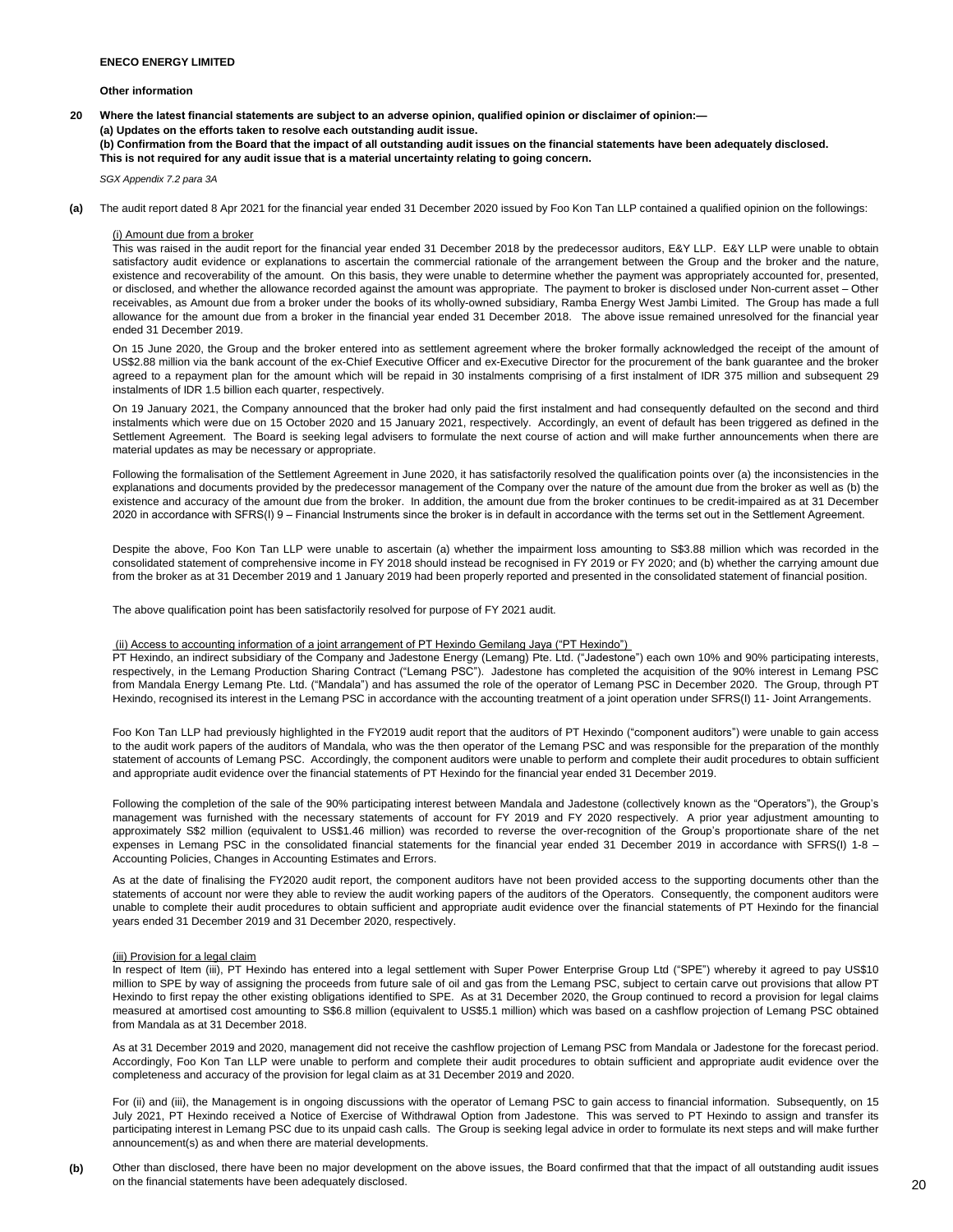**ENECO ENERGY LIMITED**

**Other information**

**20 Where the latest financial statements are subject to an adverse opinion, qualified opinion or disclaimer of opinion:—**
**(a) Updates on the efforts taken to resolve each outstanding audit issue.**
**(b) Confirmation from the Board that the impact of all outstanding audit issues on the financial statements have been adequately disclosed.**
**This is not required for any audit issue that is a material uncertainty relating to going concern.**

*SGX Appendix 7.2 para 3A*

**(a)** The audit report dated 8 Apr 2021 for the financial year ended 31 December 2020 issued by Foo Kon Tan LLP contained a qualified opinion on the followings:

(i) Amount due from a broker

This was raised in the audit report for the financial year ended 31 December 2018 by the predecessor auditors, E&Y LLP. E&Y LLP were unable to obtain satisfactory audit evidence or explanations to ascertain the commercial rationale of the arrangement between the Group and the broker and the nature, existence and recoverability of the amount. On this basis, they were unable to determine whether the payment was appropriately accounted for, presented, or disclosed, and whether the allowance recorded against the amount was appropriate. The payment to broker is disclosed under Non-current asset – Other receivables, as Amount due from a broker under the books of its wholly-owned subsidiary, Ramba Energy West Jambi Limited. The Group has made a full allowance for the amount due from a broker in the financial year ended 31 December 2018. The above issue remained unresolved for the financial year ended 31 December 2019.

On 15 June 2020, the Group and the broker entered into as settlement agreement where the broker formally acknowledged the receipt of the amount of US$2.88 million via the bank account of the ex-Chief Executive Officer and ex-Executive Director for the procurement of the bank guarantee and the broker agreed to a repayment plan for the amount which will be repaid in 30 instalments comprising of a first instalment of IDR 375 million and subsequent 29 instalments of IDR 1.5 billion each quarter, respectively.

On 19 January 2021, the Company announced that the broker had only paid the first instalment and had consequently defaulted on the second and third instalments which were due on 15 October 2020 and 15 January 2021, respectively. Accordingly, an event of default has been triggered as defined in the Settlement Agreement. The Board is seeking legal advisers to formulate the next course of action and will make further announcements when there are material updates as may be necessary or appropriate.

Following the formalisation of the Settlement Agreement in June 2020, it has satisfactorily resolved the qualification points over (a) the inconsistencies in the explanations and documents provided by the predecessor management of the Company over the nature of the amount due from the broker as well as (b) the existence and accuracy of the amount due from the broker. In addition, the amount due from the broker continues to be credit-impaired as at 31 December 2020 in accordance with SFRS(I) 9 – Financial Instruments since the broker is in default in accordance with the terms set out in the Settlement Agreement.

Despite the above, Foo Kon Tan LLP were unable to ascertain (a) whether the impairment loss amounting to S$3.88 million which was recorded in the consolidated statement of comprehensive income in FY 2018 should instead be recognised in FY 2019 or FY 2020; and (b) whether the carrying amount due from the broker as at 31 December 2019 and 1 January 2019 had been properly reported and presented in the consolidated statement of financial position.

The above qualification point has been satisfactorily resolved for purpose of FY 2021 audit.

(ii) Access to accounting information of a joint arrangement of PT Hexindo Gemilang Jaya ("PT Hexindo")

PT Hexindo, an indirect subsidiary of the Company and Jadestone Energy (Lemang) Pte. Ltd. ("Jadestone") each own 10% and 90% participating interests, respectively, in the Lemang Production Sharing Contract ("Lemang PSC"). Jadestone has completed the acquisition of the 90% interest in Lemang PSC from Mandala Energy Lemang Pte. Ltd. ("Mandala") and has assumed the role of the operator of Lemang PSC in December 2020. The Group, through PT Hexindo, recognised its interest in the Lemang PSC in accordance with the accounting treatment of a joint operation under SFRS(I) 11- Joint Arrangements.

Foo Kon Tan LLP had previously highlighted in the FY2019 audit report that the auditors of PT Hexindo ("component auditors") were unable to gain access to the audit work papers of the auditors of Mandala, who was the then operator of the Lemang PSC and was responsible for the preparation of the monthly statement of accounts of Lemang PSC. Accordingly, the component auditors were unable to perform and complete their audit procedures to obtain sufficient and appropriate audit evidence over the financial statements of PT Hexindo for the financial year ended 31 December 2019.

Following the completion of the sale of the 90% participating interest between Mandala and Jadestone (collectively known as the "Operators"), the Group's management was furnished with the necessary statements of account for FY 2019 and FY 2020 respectively. A prior year adjustment amounting to approximately S$2 million (equivalent to US$1.46 million) was recorded to reverse the over-recognition of the Group's proportionate share of the net expenses in Lemang PSC in the consolidated financial statements for the financial year ended 31 December 2019 in accordance with SFRS(I) 1-8 – Accounting Policies, Changes in Accounting Estimates and Errors.

As at the date of finalising the FY2020 audit report, the component auditors have not been provided access to the supporting documents other than the statements of account nor were they able to review the audit working papers of the auditors of the Operators. Consequently, the component auditors were unable to complete their audit procedures to obtain sufficient and appropriate audit evidence over the financial statements of PT Hexindo for the financial years ended 31 December 2019 and 31 December 2020, respectively.

(iii) Provision for a legal claim

In respect of Item (iii), PT Hexindo has entered into a legal settlement with Super Power Enterprise Group Ltd ("SPE") whereby it agreed to pay US$10 million to SPE by way of assigning the proceeds from future sale of oil and gas from the Lemang PSC, subject to certain carve out provisions that allow PT Hexindo to first repay the other existing obligations identified to SPE. As at 31 December 2020, the Group continued to record a provision for legal claims measured at amortised cost amounting to S$6.8 million (equivalent to US$5.1 million) which was based on a cashflow projection of Lemang PSC obtained from Mandala as at 31 December 2018.

As at 31 December 2019 and 2020, management did not receive the cashflow projection of Lemang PSC from Mandala or Jadestone for the forecast period. Accordingly, Foo Kon Tan LLP were unable to perform and complete their audit procedures to obtain sufficient and appropriate audit evidence over the completeness and accuracy of the provision for legal claim as at 31 December 2019 and 2020.

For (ii) and (iii), the Management is in ongoing discussions with the operator of Lemang PSC to gain access to financial information. Subsequently, on 15 July 2021, PT Hexindo received a Notice of Exercise of Withdrawal Option from Jadestone. This was served to PT Hexindo to assign and transfer its participating interest in Lemang PSC due to its unpaid cash calls. The Group is seeking legal advice in order to formulate its next steps and will make further announcement(s) as and when there are material developments.

**(b)** Other than disclosed, there have been no major development on the above issues, the Board confirmed that that the impact of all outstanding audit issues on the financial statements have been adequately disclosed.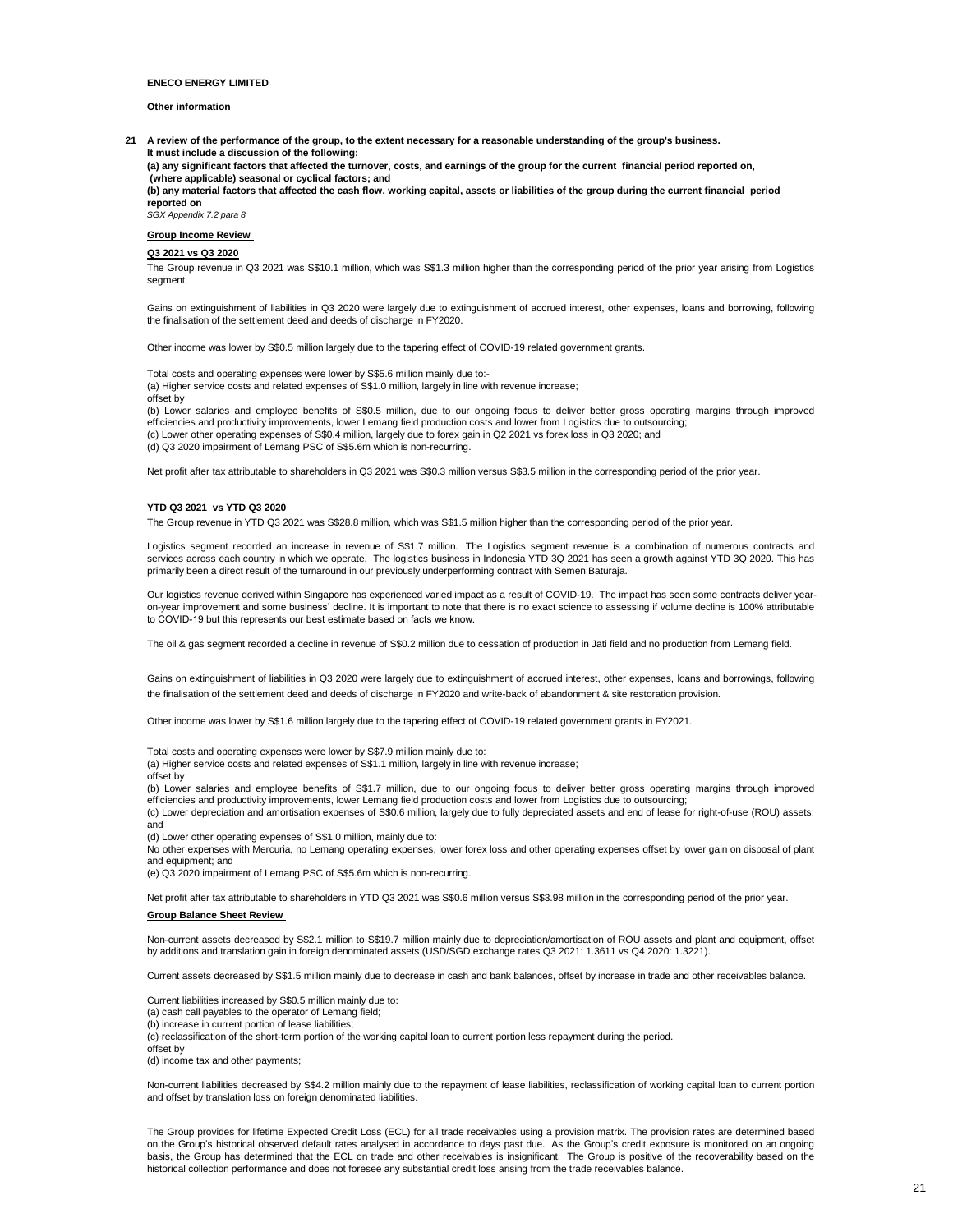**ENECO ENERGY LIMITED**

**Other information**

**21 A review of the performance of the group, to the extent necessary for a reasonable understanding of the group's business. It must include a discussion of the following:**
**(a) any significant factors that affected the turnover, costs, and earnings of the group for the current financial period reported on, (where applicable) seasonal or cyclical factors; and**
**(b) any material factors that affected the cash flow, working capital, assets or liabilities of the group during the current financial period reported on**
*SGX Appendix 7.2 para 8*

**Group Income Review**

**Q3 2021 vs Q3 2020**

The Group revenue in Q3 2021 was S$10.1 million, which was S$1.3 million higher than the corresponding period of the prior year arising from Logistics segment.

Gains on extinguishment of liabilities in Q3 2020 were largely due to extinguishment of accrued interest, other expenses, loans and borrowing, following the finalisation of the settlement deed and deeds of discharge in FY2020.

Other income was lower by S$0.5 million largely due to the tapering effect of COVID-19 related government grants.

Total costs and operating expenses were lower by S$5.6 million mainly due to:-
(a) Higher service costs and related expenses of S$1.0 million, largely in line with revenue increase;
offset by
(b) Lower salaries and employee benefits of S$0.5 million, due to our ongoing focus to deliver better gross operating margins through improved efficiencies and productivity improvements, lower Lemang field production costs and lower from Logistics due to outsourcing;
(c) Lower other operating expenses of S$0.4 million, largely due to forex gain in Q2 2021 vs forex loss in Q3 2020; and
(d) Q3 2020 impairment of Lemang PSC of S$5.6m which is non-recurring.

Net profit after tax attributable to shareholders in Q3 2021 was S$0.3 million versus S$3.5 million in the corresponding period of the prior year.

**YTD Q3 2021 vs YTD Q3 2020**

The Group revenue in YTD Q3 2021 was S$28.8 million, which was S$1.5 million higher than the corresponding period of the prior year.

Logistics segment recorded an increase in revenue of S$1.7 million. The Logistics segment revenue is a combination of numerous contracts and services across each country in which we operate. The logistics business in Indonesia YTD 3Q 2021 has seen a growth against YTD 3Q 2020. This has primarily been a direct result of the turnaround in our previously underperforming contract with Semen Baturaja.

Our logistics revenue derived within Singapore has experienced varied impact as a result of COVID-19. The impact has seen some contracts deliver year-on-year improvement and some business' decline. It is important to note that there is no exact science to assessing if volume decline is 100% attributable to COVID-19 but this represents our best estimate based on facts we know.

The oil & gas segment recorded a decline in revenue of S$0.2 million due to cessation of production in Jati field and no production from Lemang field.

Gains on extinguishment of liabilities in Q3 2020 were largely due to extinguishment of accrued interest, other expenses, loans and borrowings, following the finalisation of the settlement deed and deeds of discharge in FY2020 and write-back of abandonment & site restoration provision.

Other income was lower by S$1.6 million largely due to the tapering effect of COVID-19 related government grants in FY2021.

Total costs and operating expenses were lower by S$7.9 million mainly due to:
(a) Higher service costs and related expenses of S$1.1 million, largely in line with revenue increase;
offset by
(b) Lower salaries and employee benefits of S$1.7 million, due to our ongoing focus to deliver better gross operating margins through improved efficiencies and productivity improvements, lower Lemang field production costs and lower from Logistics due to outsourcing;
(c) Lower depreciation and amortisation expenses of S$0.6 million, largely due to fully depreciated assets and end of lease for right-of-use (ROU) assets; and
(d) Lower other operating expenses of S$1.0 million, mainly due to:
No other expenses with Mercuria, no Lemang operating expenses, lower forex loss and other operating expenses offset by lower gain on disposal of plant and equipment; and
(e) Q3 2020 impairment of Lemang PSC of S$5.6m which is non-recurring.

Net profit after tax attributable to shareholders in YTD Q3 2021 was S$0.6 million versus S$3.98 million in the corresponding period of the prior year.

**Group Balance Sheet Review**

Non-current assets decreased by S$2.1 million to S$19.7 million mainly due to depreciation/amortisation of ROU assets and plant and equipment, offset by additions and translation gain in foreign denominated assets (USD/SGD exchange rates Q3 2021: 1.3611 vs Q4 2020: 1.3221).

Current assets decreased by S$1.5 million mainly due to decrease in cash and bank balances, offset by increase in trade and other receivables balance.

Current liabilities increased by S$0.5 million mainly due to:
(a) cash call payables to the operator of Lemang field;
(b) increase in current portion of lease liabilities;
(c) reclassification of the short-term portion of the working capital loan to current portion less repayment during the period.
offset by
(d) income tax and other payments;

Non-current liabilities decreased by S$4.2 million mainly due to the repayment of lease liabilities, reclassification of working capital loan to current portion and offset by translation loss on foreign denominated liabilities.

The Group provides for lifetime Expected Credit Loss (ECL) for all trade receivables using a provision matrix. The provision rates are determined based on the Group's historical observed default rates analysed in accordance to days past due. As the Group's credit exposure is monitored on an ongoing basis, the Group has determined that the ECL on trade and other receivables is insignificant. The Group is positive of the recoverability based on the historical collection performance and does not foresee any substantial credit loss arising from the trade receivables balance.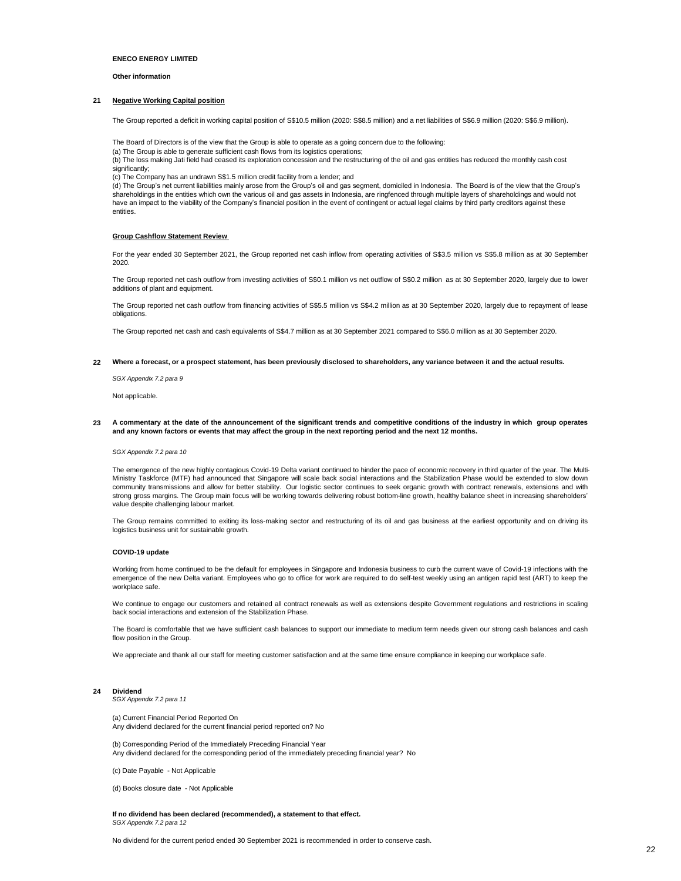**ENECO ENERGY LIMITED**

**Other information**

## 21 Negative Working Capital position

The Group reported a deficit in working capital position of S$10.5 million (2020: S$8.5 million) and a net liabilities of S$6.9 million (2020: S$6.9 million).

The Board of Directors is of the view that the Group is able to operate as a going concern due to the following:
(a) The Group is able to generate sufficient cash flows from its logistics operations;
(b) The loss making Jati field had ceased its exploration concession and the restructuring of the oil and gas entities has reduced the monthly cash cost significantly;
(c) The Company has an undrawn S$1.5 million credit facility from a lender; and
(d) The Group's net current liabilities mainly arose from the Group's oil and gas segment, domiciled in Indonesia. The Board is of the view that the Group's shareholdings in the entities which own the various oil and gas assets in Indonesia, are ringfenced through multiple layers of shareholdings and would not have an impact to the viability of the Company's financial position in the event of contingent or actual legal claims by third party creditors against these entities.

**Group Cashflow Statement Review**

For the year ended 30 September 2021, the Group reported net cash inflow from operating activities of S$3.5 million vs S$5.8 million as at 30 September 2020.

The Group reported net cash outflow from investing activities of S$0.1 million vs net outflow of S$0.2 million as at 30 September 2020, largely due to lower additions of plant and equipment.

The Group reported net cash outflow from financing activities of S$5.5 million vs S$4.2 million as at 30 September 2020, largely due to repayment of lease obligations.

The Group reported net cash and cash equivalents of S$4.7 million as at 30 September 2021 compared to S$6.0 million as at 30 September 2020.

## 22 Where a forecast, or a prospect statement, has been previously disclosed to shareholders, any variance between it and the actual results.

*SGX Appendix 7.2 para 9*

Not applicable.

## 23 A commentary at the date of the announcement of the significant trends and competitive conditions of the industry in which group operates and any known factors or events that may affect the group in the next reporting period and the next 12 months.

*SGX Appendix 7.2 para 10*

The emergence of the new highly contagious Covid-19 Delta variant continued to hinder the pace of economic recovery in third quarter of the year. The Multi-Ministry Taskforce (MTF) had announced that Singapore will scale back social interactions and the Stabilization Phase would be extended to slow down community transmissions and allow for better stability. Our logistic sector continues to seek organic growth with contract renewals, extensions and with strong gross margins. The Group main focus will be working towards delivering robust bottom-line growth, healthy balance sheet in increasing shareholders' value despite challenging labour market.

The Group remains committed to exiting its loss-making sector and restructuring of its oil and gas business at the earliest opportunity and on driving its logistics business unit for sustainable growth.

**COVID-19 update**

Working from home continued to be the default for employees in Singapore and Indonesia business to curb the current wave of Covid-19 infections with the emergence of the new Delta variant. Employees who go to office for work are required to do self-test weekly using an antigen rapid test (ART) to keep the workplace safe.

We continue to engage our customers and retained all contract renewals as well as extensions despite Government regulations and restrictions in scaling back social interactions and extension of the Stabilization Phase.

The Board is comfortable that we have sufficient cash balances to support our immediate to medium term needs given our strong cash balances and cash flow position in the Group.

We appreciate and thank all our staff for meeting customer satisfaction and at the same time ensure compliance in keeping our workplace safe.

## 24 Dividend

*SGX Appendix 7.2 para 11*

(a) Current Financial Period Reported On
Any dividend declared for the current financial period reported on? No

(b) Corresponding Period of the Immediately Preceding Financial Year
Any dividend declared for the corresponding period of the immediately preceding financial year? No

(c) Date Payable - Not Applicable

(d) Books closure date - Not Applicable

**If no dividend has been declared (recommended), a statement to that effect.**
*SGX Appendix 7.2 para 12*

No dividend for the current period ended 30 September 2021 is recommended in order to conserve cash.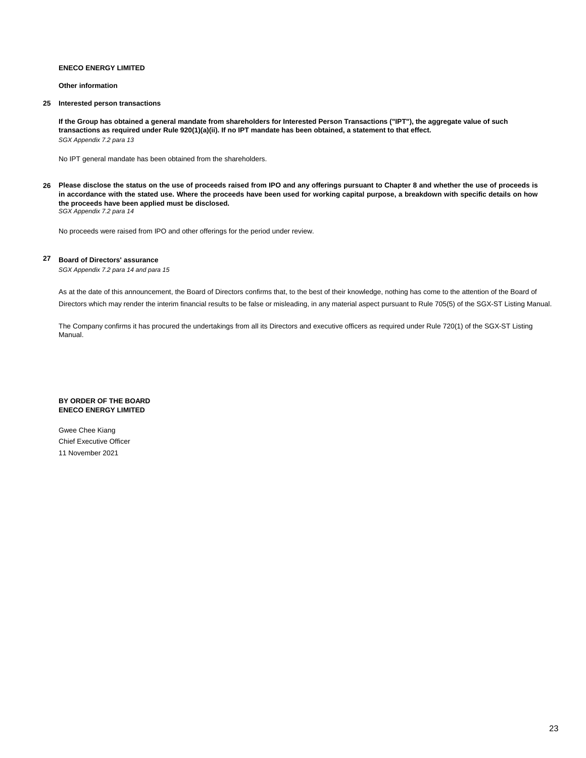**ENECO ENERGY LIMITED**

**Other information**

**25 Interested person transactions**

**If the Group has obtained a general mandate from shareholders for Interested Person Transactions ("IPT"), the aggregate value of such transactions as required under Rule 920(1)(a)(ii). If no IPT mandate has been obtained, a statement to that effect.**
*SGX Appendix 7.2 para 13*

No IPT general mandate has been obtained from the shareholders.

**26 Please disclose the status on the use of proceeds raised from IPO and any offerings pursuant to Chapter 8 and whether the use of proceeds is in accordance with the stated use. Where the proceeds have been used for working capital purpose, a breakdown with specific details on how the proceeds have been applied must be disclosed.**
*SGX Appendix 7.2 para 14*

No proceeds were raised from IPO and other offerings for the period under review.

**27 Board of Directors' assurance**
*SGX Appendix 7.2 para 14 and para 15*

As at the date of this announcement, the Board of Directors confirms that, to the best of their knowledge, nothing has come to the attention of the Board of Directors which may render the interim financial results to be false or misleading, in any material aspect pursuant to Rule 705(5) of the SGX-ST Listing Manual.

The Company confirms it has procured the undertakings from all its Directors and executive officers as required under Rule 720(1) of the SGX-ST Listing Manual.

**BY ORDER OF THE BOARD**
**ENECO ENERGY LIMITED**

Gwee Chee Kiang
Chief Executive Officer
11 November 2021